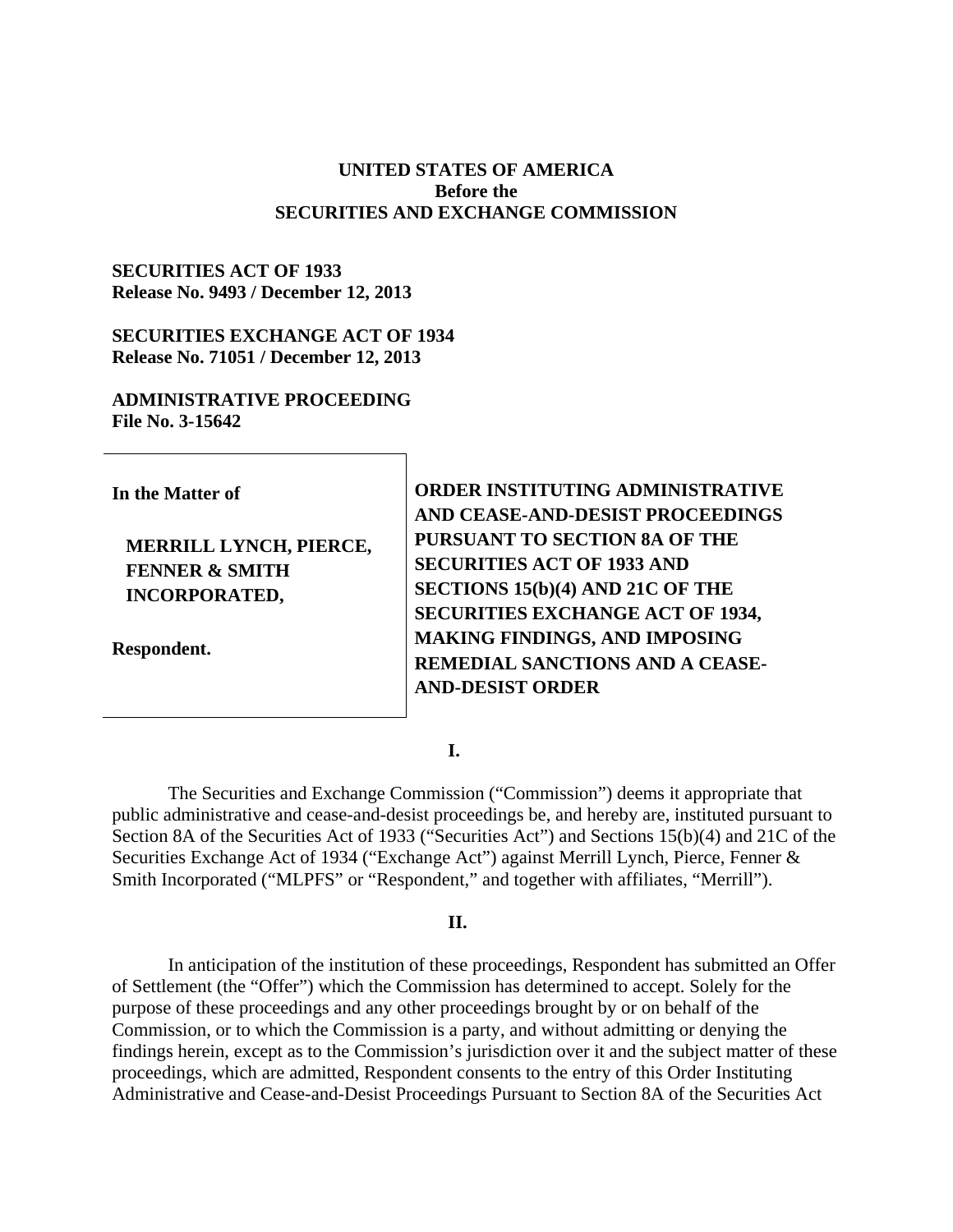**UNITED STATES OF AMERICA**
**Before the**
**SECURITIES AND EXCHANGE COMMISSION**

**SECURITIES ACT OF 1933**
**Release No. 9493 / December 12, 2013**

**SECURITIES EXCHANGE ACT OF 1934**
**Release No. 71051 / December 12, 2013**

**ADMINISTRATIVE PROCEEDING**
**File No. 3-15642**

| | |
|---|---|
| **In the Matter of**<br><br>**MERRILL LYNCH, PIERCE, FENNER & SMITH INCORPORATED,**<br><br>**Respondent.** | **ORDER INSTITUTING ADMINISTRATIVE AND CEASE-AND-DESIST PROCEEDINGS PURSUANT TO SECTION 8A OF THE SECURITIES ACT OF 1933 AND SECTIONS 15(b)(4) AND 21C OF THE SECURITIES EXCHANGE ACT OF 1934, MAKING FINDINGS, AND IMPOSING REMEDIAL SANCTIONS AND A CEASE-AND-DESIST ORDER** |

**I.**

The Securities and Exchange Commission ("Commission") deems it appropriate that public administrative and cease-and-desist proceedings be, and hereby are, instituted pursuant to Section 8A of the Securities Act of 1933 ("Securities Act") and Sections 15(b)(4) and 21C of the Securities Exchange Act of 1934 ("Exchange Act") against Merrill Lynch, Pierce, Fenner & Smith Incorporated ("MLPFS" or "Respondent," and together with affiliates, "Merrill").

**II.**

In anticipation of the institution of these proceedings, Respondent has submitted an Offer of Settlement (the "Offer") which the Commission has determined to accept. Solely for the purpose of these proceedings and any other proceedings brought by or on behalf of the Commission, or to which the Commission is a party, and without admitting or denying the findings herein, except as to the Commission's jurisdiction over it and the subject matter of these proceedings, which are admitted, Respondent consents to the entry of this Order Instituting Administrative and Cease-and-Desist Proceedings Pursuant to Section 8A of the Securities Act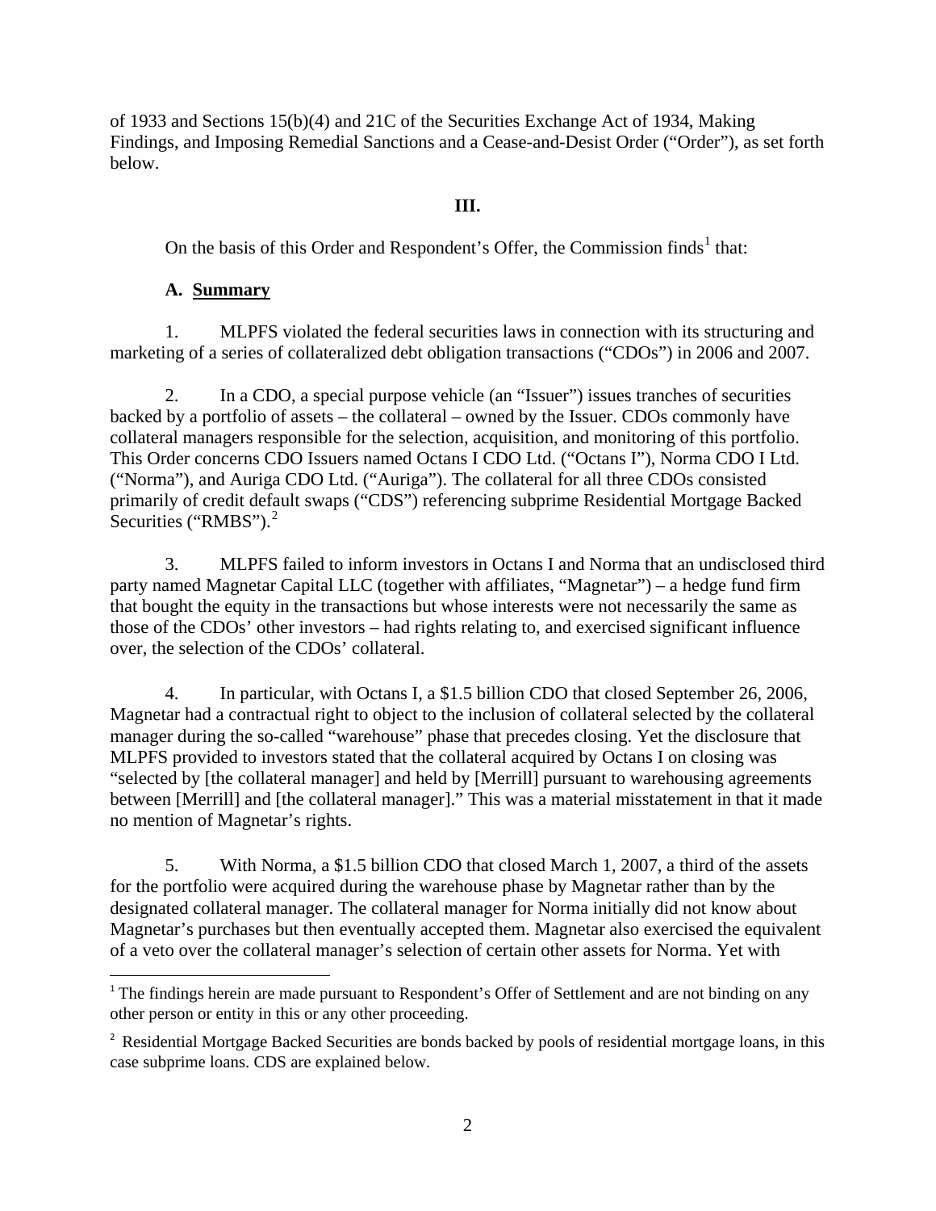of 1933 and Sections 15(b)(4) and 21C of the Securities Exchange Act of 1934, Making Findings, and Imposing Remedial Sanctions and a Cease-and-Desist Order ("Order"), as set forth below.

## III.

On the basis of this Order and Respondent's Offer, the Commission finds[1] that:

### A. Summary

1. MLPFS violated the federal securities laws in connection with its structuring and marketing of a series of collateralized debt obligation transactions ("CDOs") in 2006 and 2007.

2. In a CDO, a special purpose vehicle (an "Issuer") issues tranches of securities backed by a portfolio of assets – the collateral – owned by the Issuer. CDOs commonly have collateral managers responsible for the selection, acquisition, and monitoring of this portfolio. This Order concerns CDO Issuers named Octans I CDO Ltd. ("Octans I"), Norma CDO I Ltd. ("Norma"), and Auriga CDO Ltd. ("Auriga"). The collateral for all three CDOs consisted primarily of credit default swaps ("CDS") referencing subprime Residential Mortgage Backed Securities ("RMBS").[2]

3. MLPFS failed to inform investors in Octans I and Norma that an undisclosed third party named Magnetar Capital LLC (together with affiliates, "Magnetar") – a hedge fund firm that bought the equity in the transactions but whose interests were not necessarily the same as those of the CDOs' other investors – had rights relating to, and exercised significant influence over, the selection of the CDOs' collateral.

4. In particular, with Octans I, a $1.5 billion CDO that closed September 26, 2006, Magnetar had a contractual right to object to the inclusion of collateral selected by the collateral manager during the so-called "warehouse" phase that precedes closing. Yet the disclosure that MLPFS provided to investors stated that the collateral acquired by Octans I on closing was "selected by [the collateral manager] and held by [Merrill] pursuant to warehousing agreements between [Merrill] and [the collateral manager]." This was a material misstatement in that it made no mention of Magnetar's rights.

5. With Norma, a $1.5 billion CDO that closed March 1, 2007, a third of the assets for the portfolio were acquired during the warehouse phase by Magnetar rather than by the designated collateral manager. The collateral manager for Norma initially did not know about Magnetar's purchases but then eventually accepted them. Magnetar also exercised the equivalent of a veto over the collateral manager's selection of certain other assets for Norma. Yet with

---

[1] The findings herein are made pursuant to Respondent's Offer of Settlement and are not binding on any other person or entity in this or any other proceeding.

[2] Residential Mortgage Backed Securities are bonds backed by pools of residential mortgage loans, in this case subprime loans. CDS are explained below.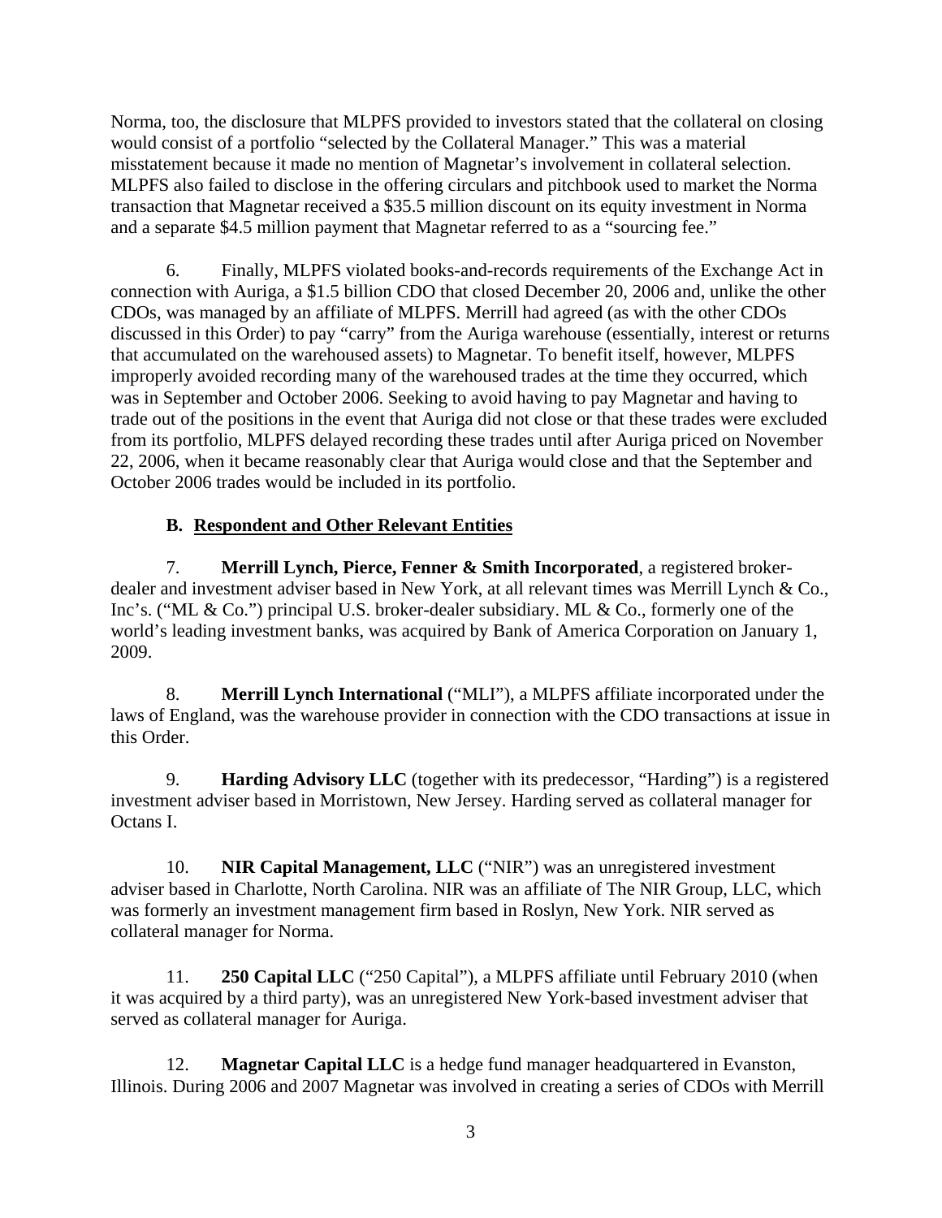Norma, too, the disclosure that MLPFS provided to investors stated that the collateral on closing would consist of a portfolio "selected by the Collateral Manager." This was a material misstatement because it made no mention of Magnetar's involvement in collateral selection. MLPFS also failed to disclose in the offering circulars and pitchbook used to market the Norma transaction that Magnetar received a \$35.5 million discount on its equity investment in Norma and a separate \$4.5 million payment that Magnetar referred to as a "sourcing fee."

6. Finally, MLPFS violated books-and-records requirements of the Exchange Act in connection with Auriga, a \$1.5 billion CDO that closed December 20, 2006 and, unlike the other CDOs, was managed by an affiliate of MLPFS. Merrill had agreed (as with the other CDOs discussed in this Order) to pay "carry" from the Auriga warehouse (essentially, interest or returns that accumulated on the warehoused assets) to Magnetar. To benefit itself, however, MLPFS improperly avoided recording many of the warehoused trades at the time they occurred, which was in September and October 2006. Seeking to avoid having to pay Magnetar and having to trade out of the positions in the event that Auriga did not close or that these trades were excluded from its portfolio, MLPFS delayed recording these trades until after Auriga priced on November 22, 2006, when it became reasonably clear that Auriga would close and that the September and October 2006 trades would be included in its portfolio.

### B. <u>Respondent and Other Relevant Entities</u>

7. **Merrill Lynch, Pierce, Fenner & Smith Incorporated**, a registered broker-dealer and investment adviser based in New York, at all relevant times was Merrill Lynch & Co., Inc's. ("ML & Co.") principal U.S. broker-dealer subsidiary. ML & Co., formerly one of the world's leading investment banks, was acquired by Bank of America Corporation on January 1, 2009.

8. **Merrill Lynch International** ("MLI"), a MLPFS affiliate incorporated under the laws of England, was the warehouse provider in connection with the CDO transactions at issue in this Order.

9. **Harding Advisory LLC** (together with its predecessor, "Harding") is a registered investment adviser based in Morristown, New Jersey. Harding served as collateral manager for Octans I.

10. **NIR Capital Management, LLC** ("NIR") was an unregistered investment adviser based in Charlotte, North Carolina. NIR was an affiliate of The NIR Group, LLC, which was formerly an investment management firm based in Roslyn, New York. NIR served as collateral manager for Norma.

11. **250 Capital LLC** ("250 Capital"), a MLPFS affiliate until February 2010 (when it was acquired by a third party), was an unregistered New York-based investment adviser that served as collateral manager for Auriga.

12. **Magnetar Capital LLC** is a hedge fund manager headquartered in Evanston, Illinois. During 2006 and 2007 Magnetar was involved in creating a series of CDOs with Merrill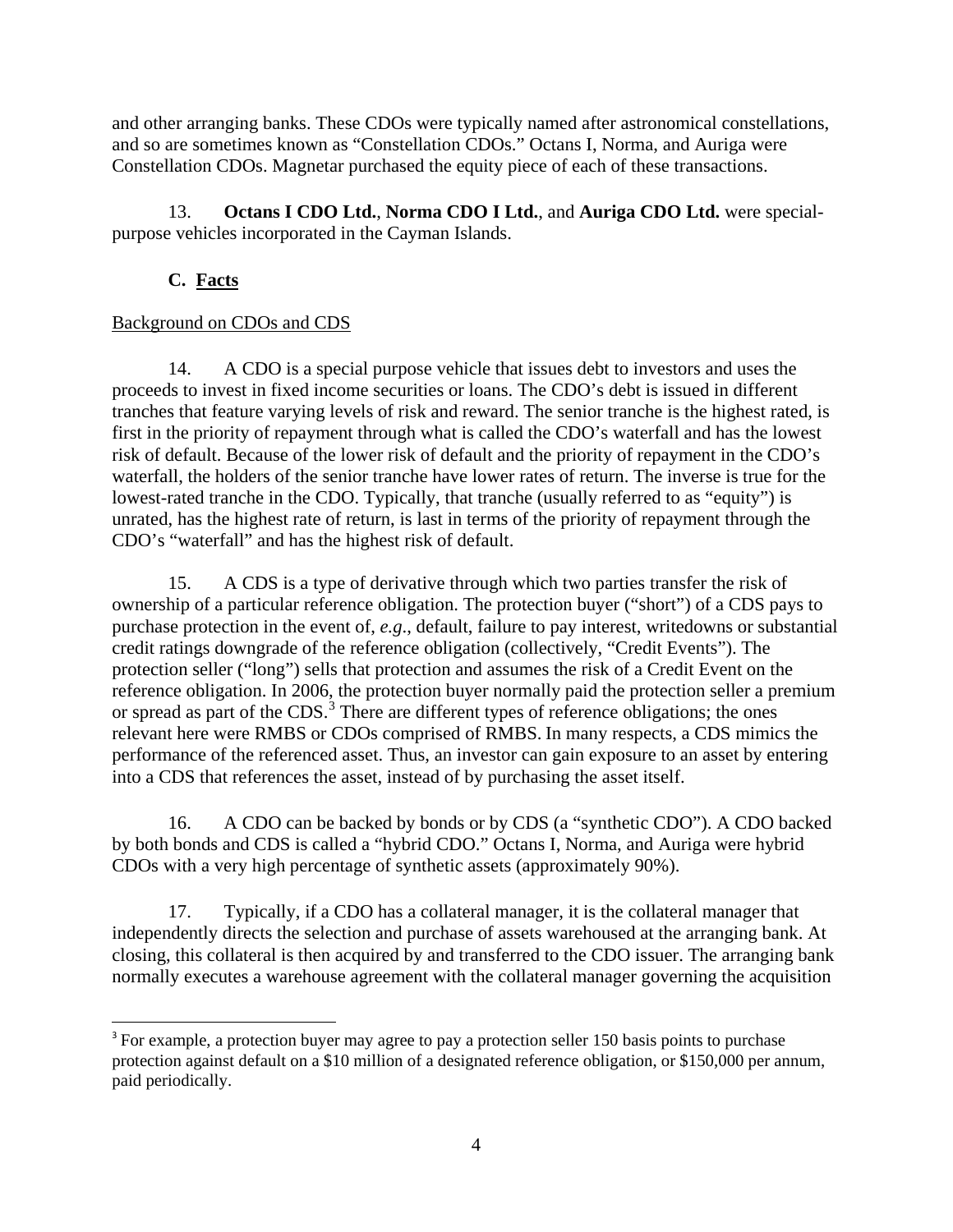and other arranging banks. These CDOs were typically named after astronomical constellations, and so are sometimes known as "Constellation CDOs." Octans I, Norma, and Auriga were Constellation CDOs. Magnetar purchased the equity piece of each of these transactions.

13. **Octans I CDO Ltd.**, **Norma CDO I Ltd.**, and **Auriga CDO Ltd.** were special-purpose vehicles incorporated in the Cayman Islands.

### C. Facts

Background on CDOs and CDS

14. A CDO is a special purpose vehicle that issues debt to investors and uses the proceeds to invest in fixed income securities or loans. The CDO's debt is issued in different tranches that feature varying levels of risk and reward. The senior tranche is the highest rated, is first in the priority of repayment through what is called the CDO's waterfall and has the lowest risk of default. Because of the lower risk of default and the priority of repayment in the CDO's waterfall, the holders of the senior tranche have lower rates of return. The inverse is true for the lowest-rated tranche in the CDO. Typically, that tranche (usually referred to as "equity") is unrated, has the highest rate of return, is last in terms of the priority of repayment through the CDO's "waterfall" and has the highest risk of default.

15. A CDS is a type of derivative through which two parties transfer the risk of ownership of a particular reference obligation. The protection buyer ("short") of a CDS pays to purchase protection in the event of, *e.g.*, default, failure to pay interest, writedowns or substantial credit ratings downgrade of the reference obligation (collectively, "Credit Events"). The protection seller ("long") sells that protection and assumes the risk of a Credit Event on the reference obligation. In 2006, the protection buyer normally paid the protection seller a premium or spread as part of the CDS.[3] There are different types of reference obligations; the ones relevant here were RMBS or CDOs comprised of RMBS. In many respects, a CDS mimics the performance of the referenced asset. Thus, an investor can gain exposure to an asset by entering into a CDS that references the asset, instead of by purchasing the asset itself.

16. A CDO can be backed by bonds or by CDS (a "synthetic CDO"). A CDO backed by both bonds and CDS is called a "hybrid CDO." Octans I, Norma, and Auriga were hybrid CDOs with a very high percentage of synthetic assets (approximately 90%).

17. Typically, if a CDO has a collateral manager, it is the collateral manager that independently directs the selection and purchase of assets warehoused at the arranging bank. At closing, this collateral is then acquired by and transferred to the CDO issuer. The arranging bank normally executes a warehouse agreement with the collateral manager governing the acquisition

[3] For example, a protection buyer may agree to pay a protection seller 150 basis points to purchase protection against default on a $10 million of a designated reference obligation, or $150,000 per annum, paid periodically.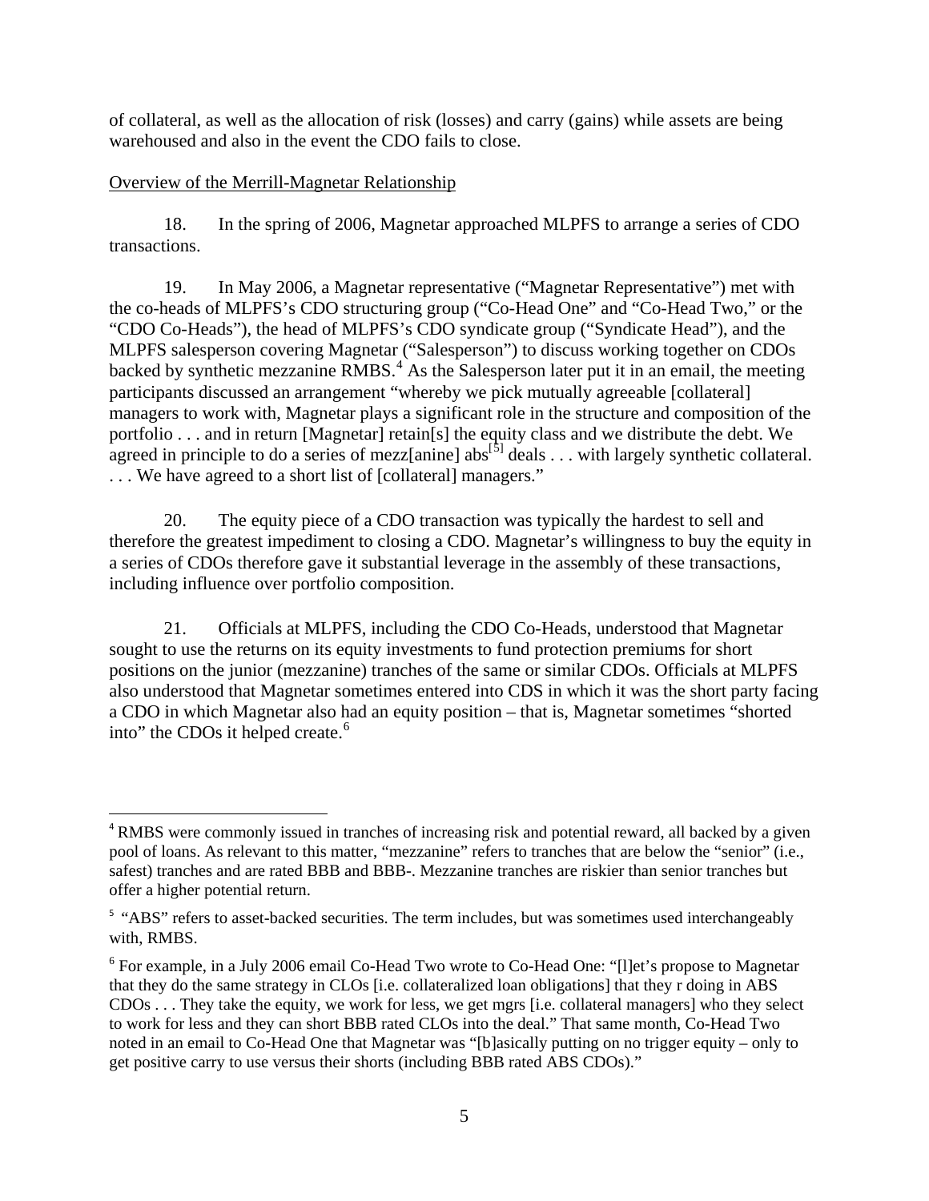of collateral, as well as the allocation of risk (losses) and carry (gains) while assets are being warehoused and also in the event the CDO fails to close.

Overview of the Merrill-Magnetar Relationship

18. In the spring of 2006, Magnetar approached MLPFS to arrange a series of CDO transactions.

19. In May 2006, a Magnetar representative ("Magnetar Representative") met with the co-heads of MLPFS's CDO structuring group ("Co-Head One" and "Co-Head Two," or the "CDO Co-Heads"), the head of MLPFS's CDO syndicate group ("Syndicate Head"), and the MLPFS salesperson covering Magnetar ("Salesperson") to discuss working together on CDOs backed by synthetic mezzanine RMBS.[4] As the Salesperson later put it in an email, the meeting participants discussed an arrangement "whereby we pick mutually agreeable [collateral] managers to work with, Magnetar plays a significant role in the structure and composition of the portfolio . . . and in return [Magnetar] retain[s] the equity class and we distribute the debt. We agreed in principle to do a series of mezz[anine] abs[5] deals . . . with largely synthetic collateral. . . . We have agreed to a short list of [collateral] managers."

20. The equity piece of a CDO transaction was typically the hardest to sell and therefore the greatest impediment to closing a CDO. Magnetar's willingness to buy the equity in a series of CDOs therefore gave it substantial leverage in the assembly of these transactions, including influence over portfolio composition.

21. Officials at MLPFS, including the CDO Co-Heads, understood that Magnetar sought to use the returns on its equity investments to fund protection premiums for short positions on the junior (mezzanine) tranches of the same or similar CDOs. Officials at MLPFS also understood that Magnetar sometimes entered into CDS in which it was the short party facing a CDO in which Magnetar also had an equity position – that is, Magnetar sometimes "shorted into" the CDOs it helped create.[6]

[4] RMBS were commonly issued in tranches of increasing risk and potential reward, all backed by a given pool of loans. As relevant to this matter, "mezzanine" refers to tranches that are below the "senior" (i.e., safest) tranches and are rated BBB and BBB-. Mezzanine tranches are riskier than senior tranches but offer a higher potential return.

[5] "ABS" refers to asset-backed securities. The term includes, but was sometimes used interchangeably with, RMBS.

[6] For example, in a July 2006 email Co-Head Two wrote to Co-Head One: "[l]et's propose to Magnetar that they do the same strategy in CLOs [i.e. collateralized loan obligations] that they r doing in ABS CDOs . . . They take the equity, we work for less, we get mgrs [i.e. collateral managers] who they select to work for less and they can short BBB rated CLOs into the deal." That same month, Co-Head Two noted in an email to Co-Head One that Magnetar was "[b]asically putting on no trigger equity – only to get positive carry to use versus their shorts (including BBB rated ABS CDOs)."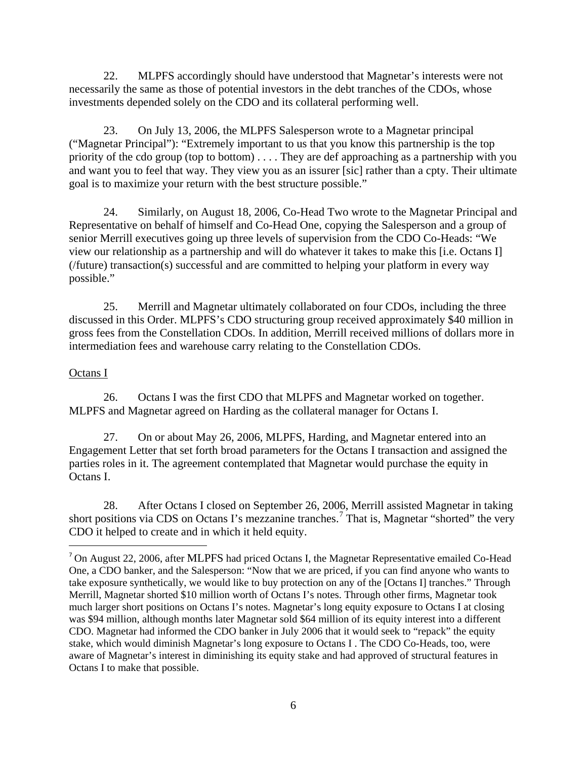22. MLPFS accordingly should have understood that Magnetar's interests were not necessarily the same as those of potential investors in the debt tranches of the CDOs, whose investments depended solely on the CDO and its collateral performing well.

23. On July 13, 2006, the MLPFS Salesperson wrote to a Magnetar principal ("Magnetar Principal"): "Extremely important to us that you know this partnership is the top priority of the cdo group (top to bottom) . . . . They are def approaching as a partnership with you and want you to feel that way. They view you as an issurer [sic] rather than a cpty. Their ultimate goal is to maximize your return with the best structure possible."

24. Similarly, on August 18, 2006, Co-Head Two wrote to the Magnetar Principal and Representative on behalf of himself and Co-Head One, copying the Salesperson and a group of senior Merrill executives going up three levels of supervision from the CDO Co-Heads: "We view our relationship as a partnership and will do whatever it takes to make this [i.e. Octans I] (/future) transaction(s) successful and are committed to helping your platform in every way possible."

25. Merrill and Magnetar ultimately collaborated on four CDOs, including the three discussed in this Order. MLPFS's CDO structuring group received approximately $40 million in gross fees from the Constellation CDOs. In addition, Merrill received millions of dollars more in intermediation fees and warehouse carry relating to the Constellation CDOs.

Octans I

26. Octans I was the first CDO that MLPFS and Magnetar worked on together. MLPFS and Magnetar agreed on Harding as the collateral manager for Octans I.

27. On or about May 26, 2006, MLPFS, Harding, and Magnetar entered into an Engagement Letter that set forth broad parameters for the Octans I transaction and assigned the parties roles in it. The agreement contemplated that Magnetar would purchase the equity in Octans I.

28. After Octans I closed on September 26, 2006, Merrill assisted Magnetar in taking short positions via CDS on Octans I's mezzanine tranches.[7] That is, Magnetar "shorted" the very CDO it helped to create and in which it held equity.

[7] On August 22, 2006, after MLPFS had priced Octans I, the Magnetar Representative emailed Co-Head One, a CDO banker, and the Salesperson: "Now that we are priced, if you can find anyone who wants to take exposure synthetically, we would like to buy protection on any of the [Octans I] tranches." Through Merrill, Magnetar shorted $10 million worth of Octans I's notes. Through other firms, Magnetar took much larger short positions on Octans I's notes. Magnetar's long equity exposure to Octans I at closing was $94 million, although months later Magnetar sold $64 million of its equity interest into a different CDO. Magnetar had informed the CDO banker in July 2006 that it would seek to "repack" the equity stake, which would diminish Magnetar's long exposure to Octans I . The CDO Co-Heads, too, were aware of Magnetar's interest in diminishing its equity stake and had approved of structural features in Octans I to make that possible.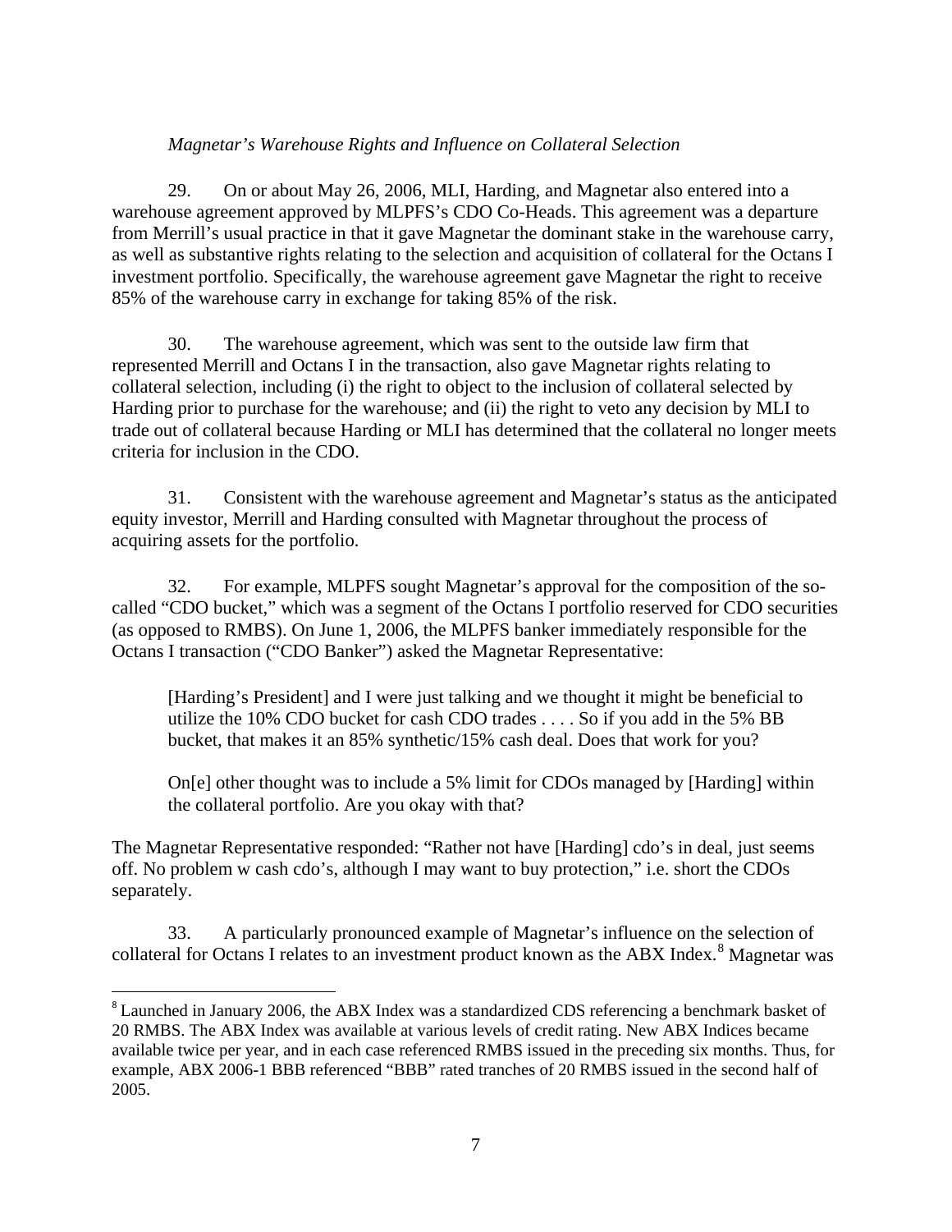*Magnetar's Warehouse Rights and Influence on Collateral Selection*

29. On or about May 26, 2006, MLI, Harding, and Magnetar also entered into a warehouse agreement approved by MLPFS's CDO Co-Heads. This agreement was a departure from Merrill's usual practice in that it gave Magnetar the dominant stake in the warehouse carry, as well as substantive rights relating to the selection and acquisition of collateral for the Octans I investment portfolio. Specifically, the warehouse agreement gave Magnetar the right to receive 85% of the warehouse carry in exchange for taking 85% of the risk.

30. The warehouse agreement, which was sent to the outside law firm that represented Merrill and Octans I in the transaction, also gave Magnetar rights relating to collateral selection, including (i) the right to object to the inclusion of collateral selected by Harding prior to purchase for the warehouse; and (ii) the right to veto any decision by MLI to trade out of collateral because Harding or MLI has determined that the collateral no longer meets criteria for inclusion in the CDO.

31. Consistent with the warehouse agreement and Magnetar's status as the anticipated equity investor, Merrill and Harding consulted with Magnetar throughout the process of acquiring assets for the portfolio.

32. For example, MLPFS sought Magnetar's approval for the composition of the so-called "CDO bucket," which was a segment of the Octans I portfolio reserved for CDO securities (as opposed to RMBS). On June 1, 2006, the MLPFS banker immediately responsible for the Octans I transaction ("CDO Banker") asked the Magnetar Representative:

> [Harding's President] and I were just talking and we thought it might be beneficial to utilize the 10% CDO bucket for cash CDO trades . . . . So if you add in the 5% BB bucket, that makes it an 85% synthetic/15% cash deal. Does that work for you?
>
> On[e] other thought was to include a 5% limit for CDOs managed by [Harding] within the collateral portfolio. Are you okay with that?

The Magnetar Representative responded: "Rather not have [Harding] cdo's in deal, just seems off. No problem w cash cdo's, although I may want to buy protection," i.e. short the CDOs separately.

33. A particularly pronounced example of Magnetar's influence on the selection of collateral for Octans I relates to an investment product known as the ABX Index.[8] Magnetar was

[8] Launched in January 2006, the ABX Index was a standardized CDS referencing a benchmark basket of 20 RMBS. The ABX Index was available at various levels of credit rating. New ABX Indices became available twice per year, and in each case referenced RMBS issued in the preceding six months. Thus, for example, ABX 2006-1 BBB referenced "BBB" rated tranches of 20 RMBS issued in the second half of 2005.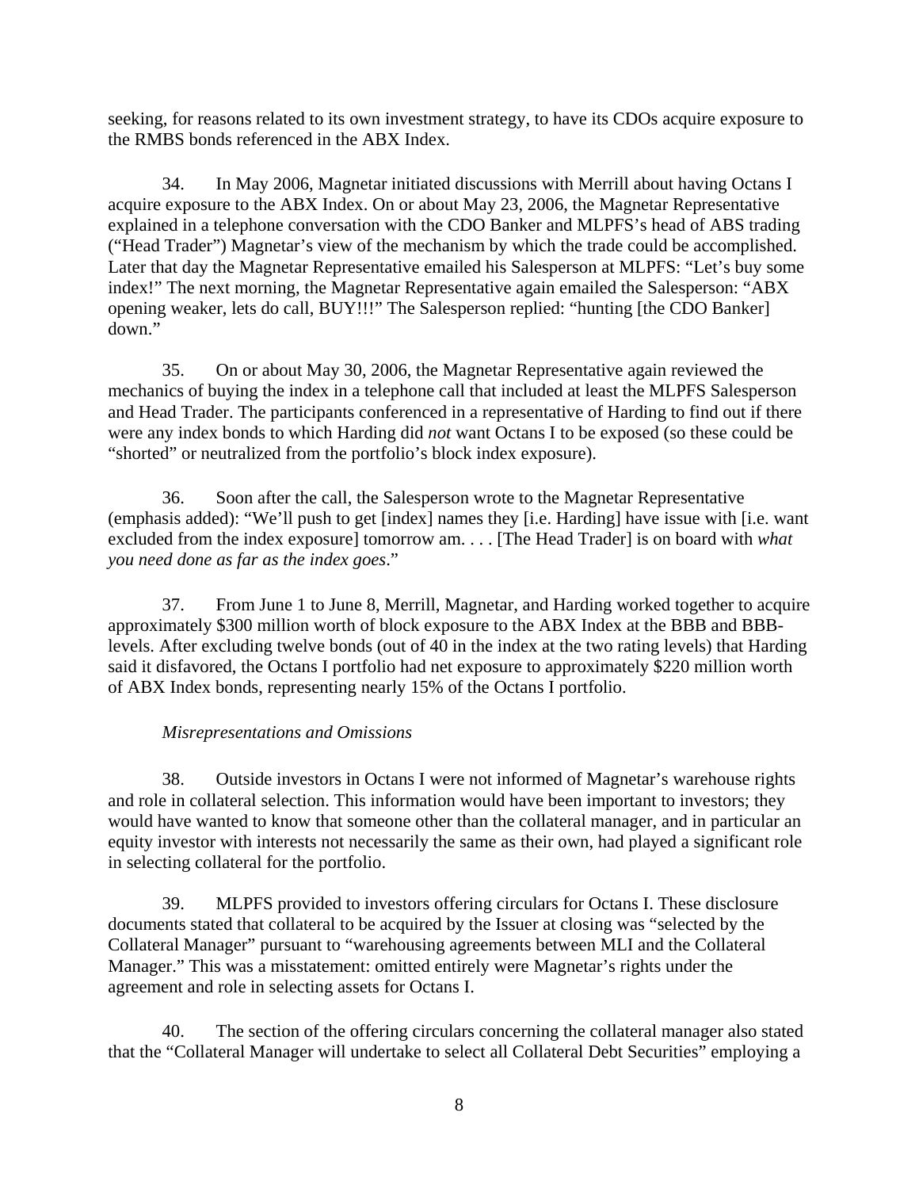seeking, for reasons related to its own investment strategy, to have its CDOs acquire exposure to the RMBS bonds referenced in the ABX Index.

34. In May 2006, Magnetar initiated discussions with Merrill about having Octans I acquire exposure to the ABX Index. On or about May 23, 2006, the Magnetar Representative explained in a telephone conversation with the CDO Banker and MLPFS's head of ABS trading ("Head Trader") Magnetar's view of the mechanism by which the trade could be accomplished. Later that day the Magnetar Representative emailed his Salesperson at MLPFS: "Let's buy some index!" The next morning, the Magnetar Representative again emailed the Salesperson: "ABX opening weaker, lets do call, BUY!!!" The Salesperson replied: "hunting [the CDO Banker] down."

35. On or about May 30, 2006, the Magnetar Representative again reviewed the mechanics of buying the index in a telephone call that included at least the MLPFS Salesperson and Head Trader. The participants conferenced in a representative of Harding to find out if there were any index bonds to which Harding did *not* want Octans I to be exposed (so these could be "shorted" or neutralized from the portfolio's block index exposure).

36. Soon after the call, the Salesperson wrote to the Magnetar Representative (emphasis added): "We'll push to get [index] names they [i.e. Harding] have issue with [i.e. want excluded from the index exposure] tomorrow am. . . . [The Head Trader] is on board with *what you need done as far as the index goes*."

37. From June 1 to June 8, Merrill, Magnetar, and Harding worked together to acquire approximately $300 million worth of block exposure to the ABX Index at the BBB and BBB- levels. After excluding twelve bonds (out of 40 in the index at the two rating levels) that Harding said it disfavored, the Octans I portfolio had net exposure to approximately $220 million worth of ABX Index bonds, representing nearly 15% of the Octans I portfolio.

*Misrepresentations and Omissions*

38. Outside investors in Octans I were not informed of Magnetar's warehouse rights and role in collateral selection. This information would have been important to investors; they would have wanted to know that someone other than the collateral manager, and in particular an equity investor with interests not necessarily the same as their own, had played a significant role in selecting collateral for the portfolio.

39. MLPFS provided to investors offering circulars for Octans I. These disclosure documents stated that collateral to be acquired by the Issuer at closing was "selected by the Collateral Manager" pursuant to "warehousing agreements between MLI and the Collateral Manager." This was a misstatement: omitted entirely were Magnetar's rights under the agreement and role in selecting assets for Octans I.

40. The section of the offering circulars concerning the collateral manager also stated that the "Collateral Manager will undertake to select all Collateral Debt Securities" employing a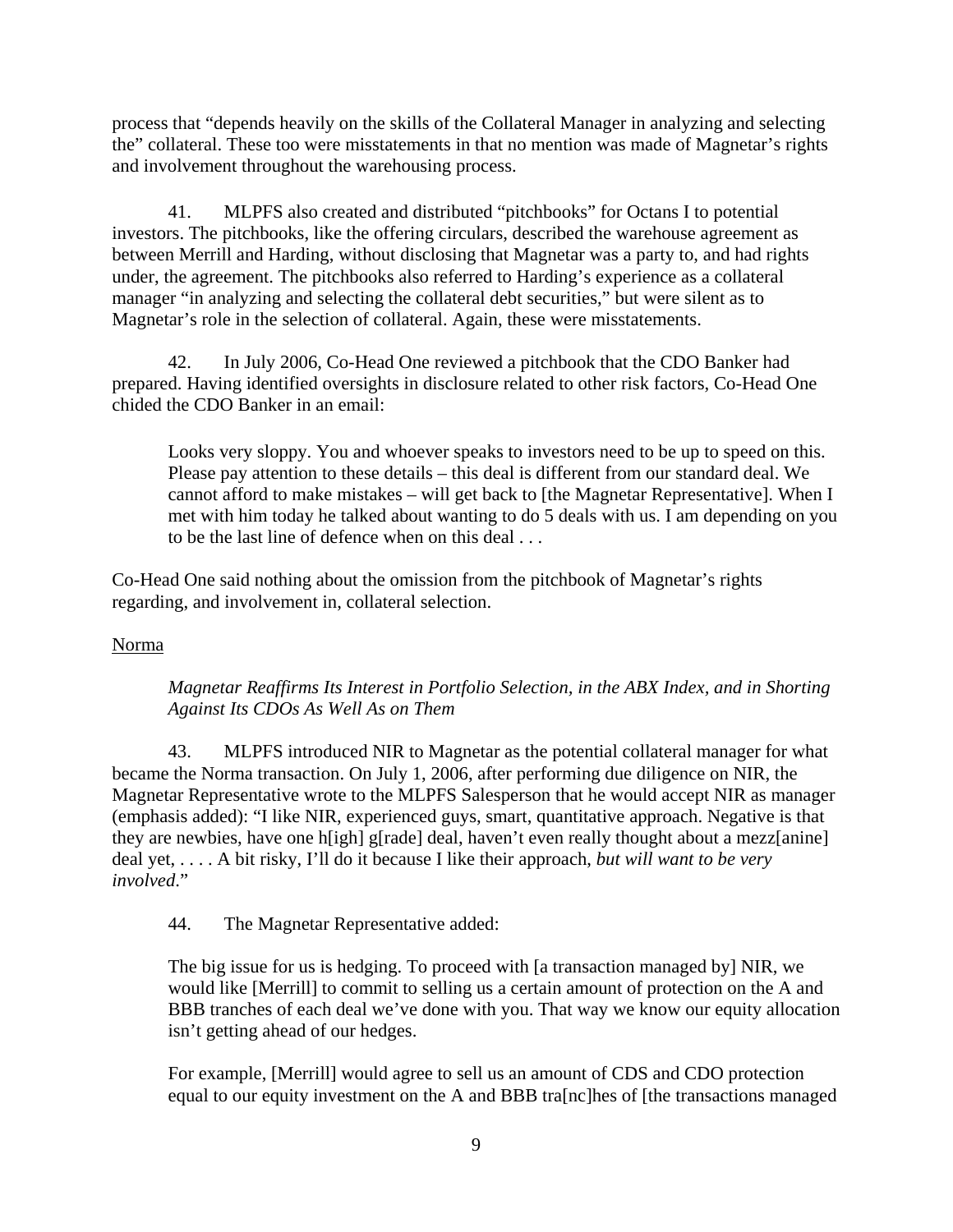process that "depends heavily on the skills of the Collateral Manager in analyzing and selecting the" collateral. These too were misstatements in that no mention was made of Magnetar's rights and involvement throughout the warehousing process.

41. MLPFS also created and distributed "pitchbooks" for Octans I to potential investors. The pitchbooks, like the offering circulars, described the warehouse agreement as between Merrill and Harding, without disclosing that Magnetar was a party to, and had rights under, the agreement. The pitchbooks also referred to Harding's experience as a collateral manager "in analyzing and selecting the collateral debt securities," but were silent as to Magnetar's role in the selection of collateral. Again, these were misstatements.

42. In July 2006, Co-Head One reviewed a pitchbook that the CDO Banker had prepared. Having identified oversights in disclosure related to other risk factors, Co-Head One chided the CDO Banker in an email:

> Looks very sloppy. You and whoever speaks to investors need to be up to speed on this. Please pay attention to these details – this deal is different from our standard deal. We cannot afford to make mistakes – will get back to [the Magnetar Representative]. When I met with him today he talked about wanting to do 5 deals with us. I am depending on you to be the last line of defence when on this deal . . .

Co-Head One said nothing about the omission from the pitchbook of Magnetar's rights regarding, and involvement in, collateral selection.

<u>Norma</u>

*Magnetar Reaffirms Its Interest in Portfolio Selection, in the ABX Index, and in Shorting Against Its CDOs As Well As on Them*

43. MLPFS introduced NIR to Magnetar as the potential collateral manager for what became the Norma transaction. On July 1, 2006, after performing due diligence on NIR, the Magnetar Representative wrote to the MLPFS Salesperson that he would accept NIR as manager (emphasis added): "I like NIR, experienced guys, smart, quantitative approach. Negative is that they are newbies, have one h[igh] g[rade] deal, haven't even really thought about a mezz[anine] deal yet, . . . . A bit risky, I'll do it because I like their approach, *but will want to be very involved*."

44. The Magnetar Representative added:

> The big issue for us is hedging. To proceed with [a transaction managed by] NIR, we would like [Merrill] to commit to selling us a certain amount of protection on the A and BBB tranches of each deal we've done with you. That way we know our equity allocation isn't getting ahead of our hedges.
>
> For example, [Merrill] would agree to sell us an amount of CDS and CDO protection equal to our equity investment on the A and BBB tra[nc]hes of [the transactions managed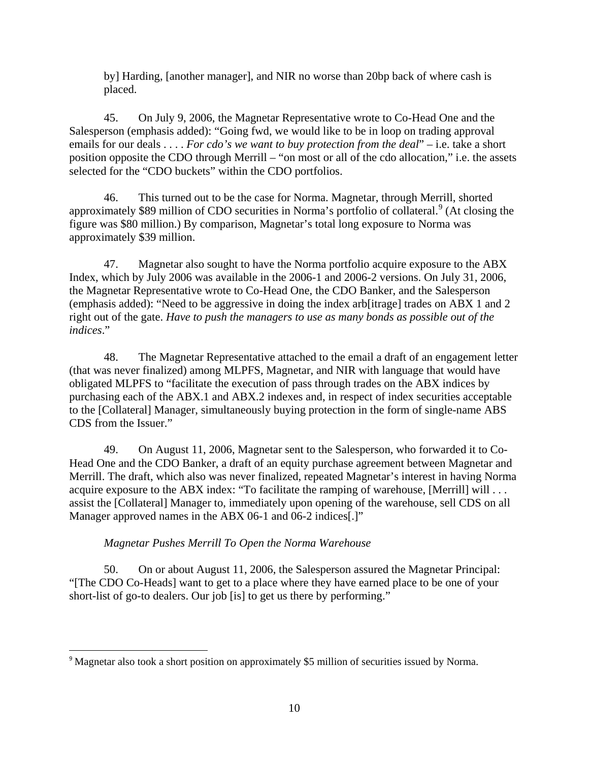by] Harding, [another manager], and NIR no worse than 20bp back of where cash is placed.

45. On July 9, 2006, the Magnetar Representative wrote to Co-Head One and the Salesperson (emphasis added): "Going fwd, we would like to be in loop on trading approval emails for our deals . . . . *For cdo's we want to buy protection from the deal*" – i.e. take a short position opposite the CDO through Merrill – "on most or all of the cdo allocation," i.e. the assets selected for the "CDO buckets" within the CDO portfolios.

46. This turned out to be the case for Norma. Magnetar, through Merrill, shorted approximately $89 million of CDO securities in Norma's portfolio of collateral.[9] (At closing the figure was $80 million.) By comparison, Magnetar's total long exposure to Norma was approximately $39 million.

47. Magnetar also sought to have the Norma portfolio acquire exposure to the ABX Index, which by July 2006 was available in the 2006-1 and 2006-2 versions. On July 31, 2006, the Magnetar Representative wrote to Co-Head One, the CDO Banker, and the Salesperson (emphasis added): "Need to be aggressive in doing the index arb[itrage] trades on ABX 1 and 2 right out of the gate. *Have to push the managers to use as many bonds as possible out of the indices*."

48. The Magnetar Representative attached to the email a draft of an engagement letter (that was never finalized) among MLPFS, Magnetar, and NIR with language that would have obligated MLPFS to "facilitate the execution of pass through trades on the ABX indices by purchasing each of the ABX.1 and ABX.2 indexes and, in respect of index securities acceptable to the [Collateral] Manager, simultaneously buying protection in the form of single-name ABS CDS from the Issuer."

49. On August 11, 2006, Magnetar sent to the Salesperson, who forwarded it to Co-Head One and the CDO Banker, a draft of an equity purchase agreement between Magnetar and Merrill. The draft, which also was never finalized, repeated Magnetar's interest in having Norma acquire exposure to the ABX index: "To facilitate the ramping of warehouse, [Merrill] will . . . assist the [Collateral] Manager to, immediately upon opening of the warehouse, sell CDS on all Manager approved names in the ABX 06-1 and 06-2 indices[.]"

*Magnetar Pushes Merrill To Open the Norma Warehouse*

50. On or about August 11, 2006, the Salesperson assured the Magnetar Principal: "[The CDO Co-Heads] want to get to a place where they have earned place to be one of your short-list of go-to dealers. Our job [is] to get us there by performing."

---

[9] Magnetar also took a short position on approximately $5 million of securities issued by Norma.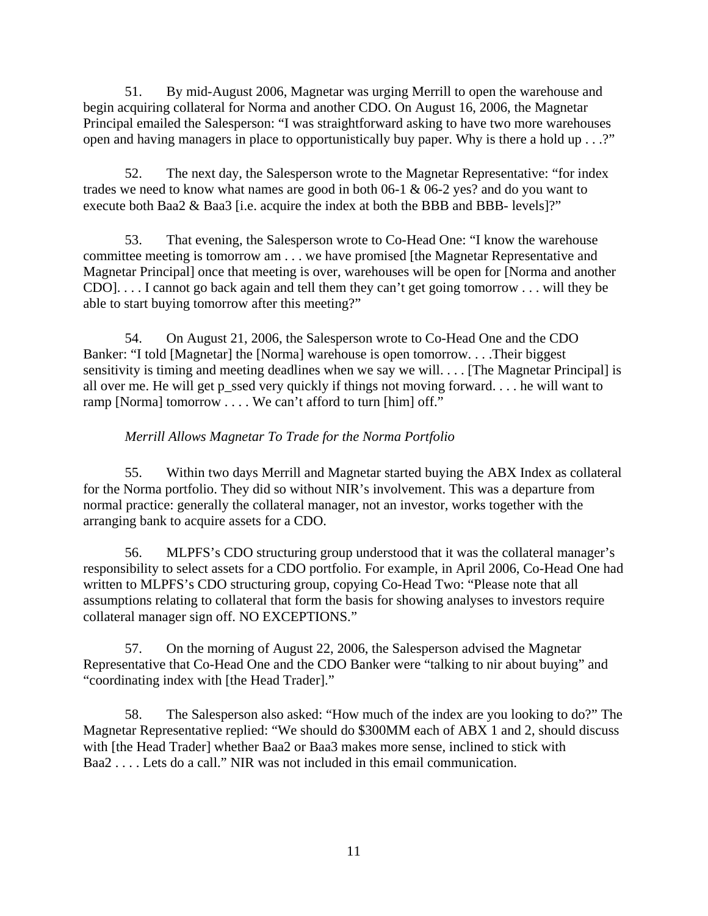51. By mid-August 2006, Magnetar was urging Merrill to open the warehouse and begin acquiring collateral for Norma and another CDO. On August 16, 2006, the Magnetar Principal emailed the Salesperson: "I was straightforward asking to have two more warehouses open and having managers in place to opportunistically buy paper. Why is there a hold up . . .?"

52. The next day, the Salesperson wrote to the Magnetar Representative: "for index trades we need to know what names are good in both 06-1 & 06-2 yes? and do you want to execute both Baa2 & Baa3 [i.e. acquire the index at both the BBB and BBB- levels]?"

53. That evening, the Salesperson wrote to Co-Head One: "I know the warehouse committee meeting is tomorrow am . . . we have promised [the Magnetar Representative and Magnetar Principal] once that meeting is over, warehouses will be open for [Norma and another CDO]. . . . I cannot go back again and tell them they can't get going tomorrow . . . will they be able to start buying tomorrow after this meeting?"

54. On August 21, 2006, the Salesperson wrote to Co-Head One and the CDO Banker: "I told [Magnetar] the [Norma] warehouse is open tomorrow. . . .Their biggest sensitivity is timing and meeting deadlines when we say we will. . . . [The Magnetar Principal] is all over me. He will get p_ssed very quickly if things not moving forward. . . . he will want to ramp [Norma] tomorrow . . . . We can't afford to turn [him] off."

*Merrill Allows Magnetar To Trade for the Norma Portfolio*

55. Within two days Merrill and Magnetar started buying the ABX Index as collateral for the Norma portfolio. They did so without NIR's involvement. This was a departure from normal practice: generally the collateral manager, not an investor, works together with the arranging bank to acquire assets for a CDO.

56. MLPFS's CDO structuring group understood that it was the collateral manager's responsibility to select assets for a CDO portfolio. For example, in April 2006, Co-Head One had written to MLPFS's CDO structuring group, copying Co-Head Two: "Please note that all assumptions relating to collateral that form the basis for showing analyses to investors require collateral manager sign off. NO EXCEPTIONS."

57. On the morning of August 22, 2006, the Salesperson advised the Magnetar Representative that Co-Head One and the CDO Banker were "talking to nir about buying" and "coordinating index with [the Head Trader]."

58. The Salesperson also asked: "How much of the index are you looking to do?" The Magnetar Representative replied: "We should do \$300MM each of ABX 1 and 2, should discuss with [the Head Trader] whether Baa2 or Baa3 makes more sense, inclined to stick with Baa2 . . . . Lets do a call." NIR was not included in this email communication.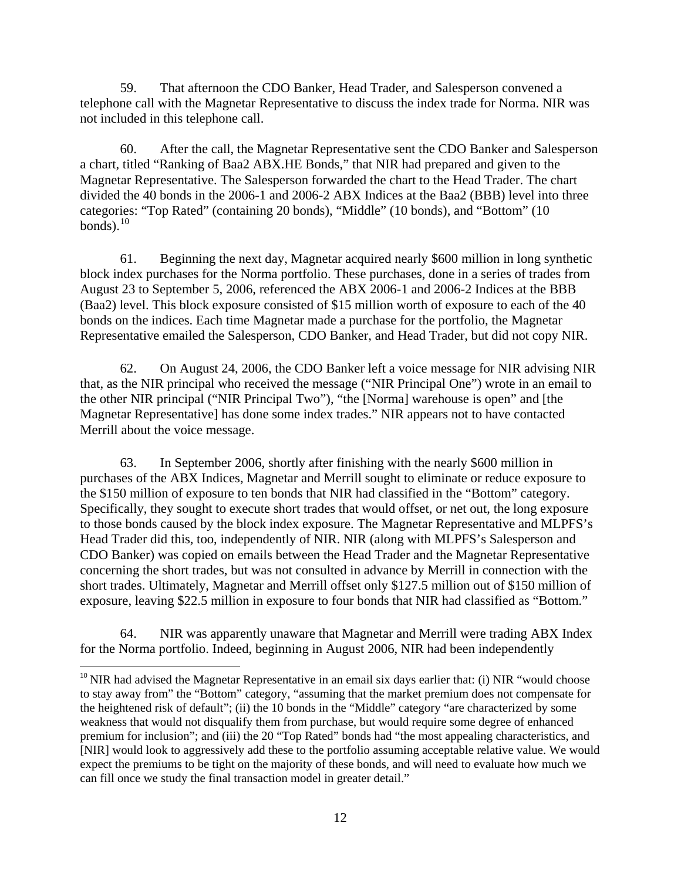59. That afternoon the CDO Banker, Head Trader, and Salesperson convened a telephone call with the Magnetar Representative to discuss the index trade for Norma. NIR was not included in this telephone call.

60. After the call, the Magnetar Representative sent the CDO Banker and Salesperson a chart, titled "Ranking of Baa2 ABX.HE Bonds," that NIR had prepared and given to the Magnetar Representative. The Salesperson forwarded the chart to the Head Trader. The chart divided the 40 bonds in the 2006-1 and 2006-2 ABX Indices at the Baa2 (BBB) level into three categories: "Top Rated" (containing 20 bonds), "Middle" (10 bonds), and "Bottom" (10 bonds).[10]

61. Beginning the next day, Magnetar acquired nearly $600 million in long synthetic block index purchases for the Norma portfolio. These purchases, done in a series of trades from August 23 to September 5, 2006, referenced the ABX 2006-1 and 2006-2 Indices at the BBB (Baa2) level. This block exposure consisted of $15 million worth of exposure to each of the 40 bonds on the indices. Each time Magnetar made a purchase for the portfolio, the Magnetar Representative emailed the Salesperson, CDO Banker, and Head Trader, but did not copy NIR.

62. On August 24, 2006, the CDO Banker left a voice message for NIR advising NIR that, as the NIR principal who received the message ("NIR Principal One") wrote in an email to the other NIR principal ("NIR Principal Two"), "the [Norma] warehouse is open" and [the Magnetar Representative] has done some index trades." NIR appears not to have contacted Merrill about the voice message.

63. In September 2006, shortly after finishing with the nearly $600 million in purchases of the ABX Indices, Magnetar and Merrill sought to eliminate or reduce exposure to the $150 million of exposure to ten bonds that NIR had classified in the "Bottom" category. Specifically, they sought to execute short trades that would offset, or net out, the long exposure to those bonds caused by the block index exposure. The Magnetar Representative and MLPFS's Head Trader did this, too, independently of NIR. NIR (along with MLPFS's Salesperson and CDO Banker) was copied on emails between the Head Trader and the Magnetar Representative concerning the short trades, but was not consulted in advance by Merrill in connection with the short trades. Ultimately, Magnetar and Merrill offset only $127.5 million out of $150 million of exposure, leaving $22.5 million in exposure to four bonds that NIR had classified as "Bottom."

64. NIR was apparently unaware that Magnetar and Merrill were trading ABX Index for the Norma portfolio. Indeed, beginning in August 2006, NIR had been independently

---

[10] NIR had advised the Magnetar Representative in an email six days earlier that: (i) NIR "would choose to stay away from" the "Bottom" category, "assuming that the market premium does not compensate for the heightened risk of default"; (ii) the 10 bonds in the "Middle" category "are characterized by some weakness that would not disqualify them from purchase, but would require some degree of enhanced premium for inclusion"; and (iii) the 20 "Top Rated" bonds had "the most appealing characteristics, and [NIR] would look to aggressively add these to the portfolio assuming acceptable relative value. We would expect the premiums to be tight on the majority of these bonds, and will need to evaluate how much we can fill once we study the final transaction model in greater detail."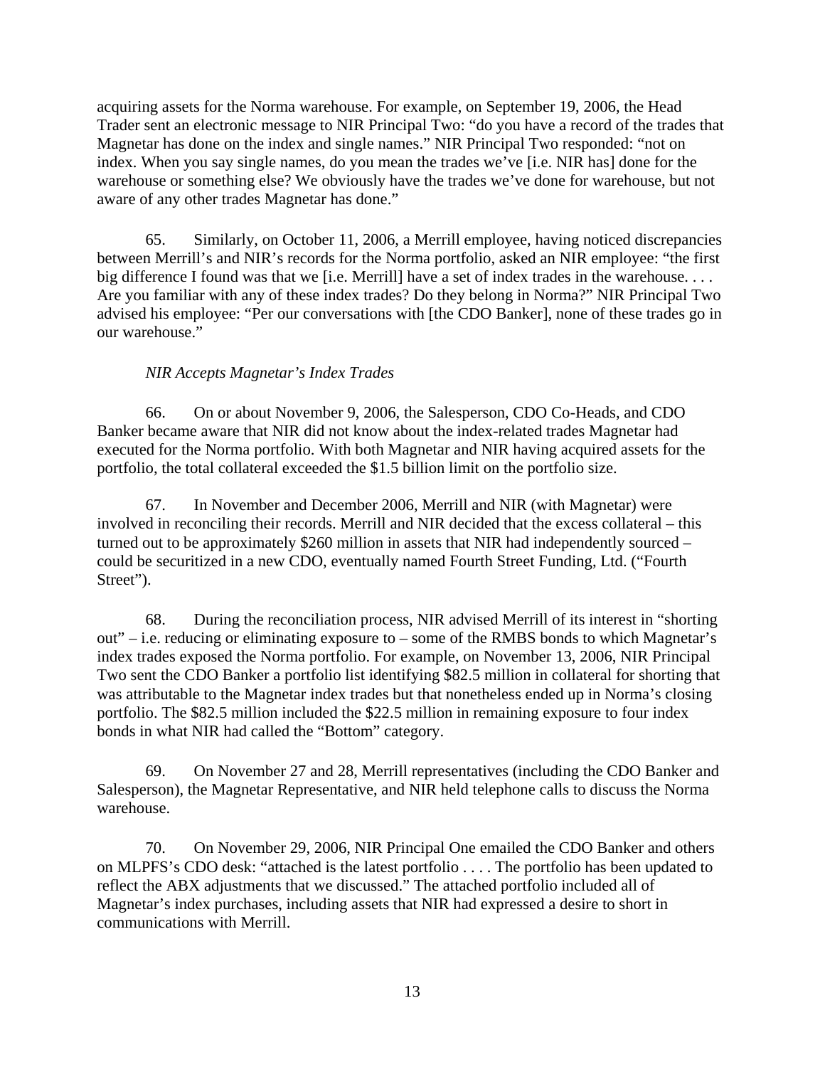acquiring assets for the Norma warehouse. For example, on September 19, 2006, the Head Trader sent an electronic message to NIR Principal Two: "do you have a record of the trades that Magnetar has done on the index and single names." NIR Principal Two responded: "not on index. When you say single names, do you mean the trades we've [i.e. NIR has] done for the warehouse or something else? We obviously have the trades we've done for warehouse, but not aware of any other trades Magnetar has done."

65. Similarly, on October 11, 2006, a Merrill employee, having noticed discrepancies between Merrill's and NIR's records for the Norma portfolio, asked an NIR employee: "the first big difference I found was that we [i.e. Merrill] have a set of index trades in the warehouse. . . . Are you familiar with any of these index trades? Do they belong in Norma?" NIR Principal Two advised his employee: "Per our conversations with [the CDO Banker], none of these trades go in our warehouse."

*NIR Accepts Magnetar's Index Trades*

66. On or about November 9, 2006, the Salesperson, CDO Co-Heads, and CDO Banker became aware that NIR did not know about the index-related trades Magnetar had executed for the Norma portfolio. With both Magnetar and NIR having acquired assets for the portfolio, the total collateral exceeded the $1.5 billion limit on the portfolio size.

67. In November and December 2006, Merrill and NIR (with Magnetar) were involved in reconciling their records. Merrill and NIR decided that the excess collateral – this turned out to be approximately $260 million in assets that NIR had independently sourced – could be securitized in a new CDO, eventually named Fourth Street Funding, Ltd. ("Fourth Street").

68. During the reconciliation process, NIR advised Merrill of its interest in "shorting out" – i.e. reducing or eliminating exposure to – some of the RMBS bonds to which Magnetar's index trades exposed the Norma portfolio. For example, on November 13, 2006, NIR Principal Two sent the CDO Banker a portfolio list identifying $82.5 million in collateral for shorting that was attributable to the Magnetar index trades but that nonetheless ended up in Norma's closing portfolio. The $82.5 million included the $22.5 million in remaining exposure to four index bonds in what NIR had called the "Bottom" category.

69. On November 27 and 28, Merrill representatives (including the CDO Banker and Salesperson), the Magnetar Representative, and NIR held telephone calls to discuss the Norma warehouse.

70. On November 29, 2006, NIR Principal One emailed the CDO Banker and others on MLPFS's CDO desk: "attached is the latest portfolio . . . . The portfolio has been updated to reflect the ABX adjustments that we discussed." The attached portfolio included all of Magnetar's index purchases, including assets that NIR had expressed a desire to short in communications with Merrill.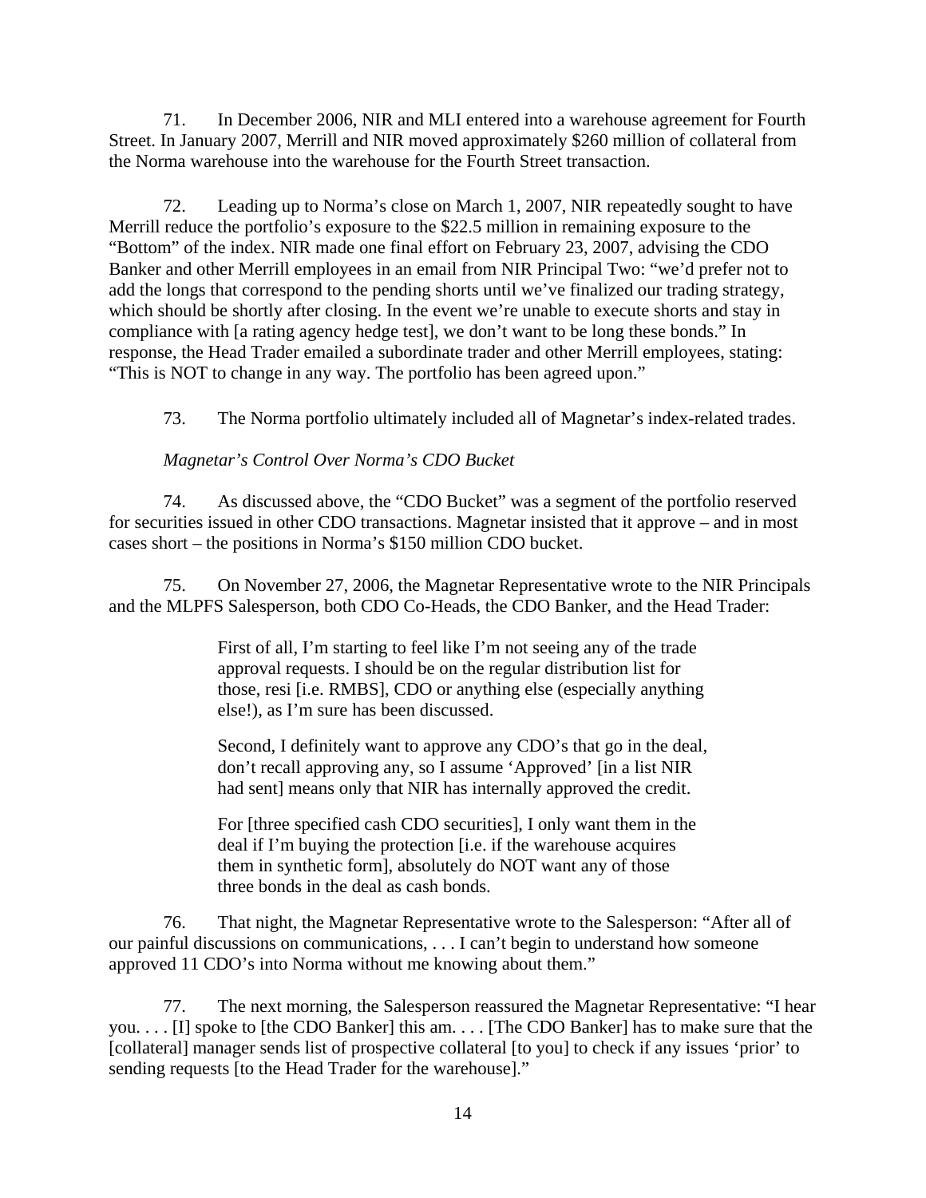71. In December 2006, NIR and MLI entered into a warehouse agreement for Fourth Street. In January 2007, Merrill and NIR moved approximately $260 million of collateral from the Norma warehouse into the warehouse for the Fourth Street transaction.

72. Leading up to Norma's close on March 1, 2007, NIR repeatedly sought to have Merrill reduce the portfolio's exposure to the $22.5 million in remaining exposure to the "Bottom" of the index. NIR made one final effort on February 23, 2007, advising the CDO Banker and other Merrill employees in an email from NIR Principal Two: "we'd prefer not to add the longs that correspond to the pending shorts until we've finalized our trading strategy, which should be shortly after closing. In the event we're unable to execute shorts and stay in compliance with [a rating agency hedge test], we don't want to be long these bonds." In response, the Head Trader emailed a subordinate trader and other Merrill employees, stating: "This is NOT to change in any way. The portfolio has been agreed upon."

73. The Norma portfolio ultimately included all of Magnetar's index-related trades.

*Magnetar's Control Over Norma's CDO Bucket*

74. As discussed above, the "CDO Bucket" was a segment of the portfolio reserved for securities issued in other CDO transactions. Magnetar insisted that it approve – and in most cases short – the positions in Norma's $150 million CDO bucket.

75. On November 27, 2006, the Magnetar Representative wrote to the NIR Principals and the MLPFS Salesperson, both CDO Co-Heads, the CDO Banker, and the Head Trader:

> First of all, I'm starting to feel like I'm not seeing any of the trade approval requests. I should be on the regular distribution list for those, resi [i.e. RMBS], CDO or anything else (especially anything else!), as I'm sure has been discussed.
>
> Second, I definitely want to approve any CDO's that go in the deal, don't recall approving any, so I assume 'Approved' [in a list NIR had sent] means only that NIR has internally approved the credit.
>
> For [three specified cash CDO securities], I only want them in the deal if I'm buying the protection [i.e. if the warehouse acquires them in synthetic form], absolutely do NOT want any of those three bonds in the deal as cash bonds.

76. That night, the Magnetar Representative wrote to the Salesperson: "After all of our painful discussions on communications, . . . I can't begin to understand how someone approved 11 CDO's into Norma without me knowing about them."

77. The next morning, the Salesperson reassured the Magnetar Representative: "I hear you. . . . [I] spoke to [the CDO Banker] this am. . . . [The CDO Banker] has to make sure that the [collateral] manager sends list of prospective collateral [to you] to check if any issues 'prior' to sending requests [to the Head Trader for the warehouse]."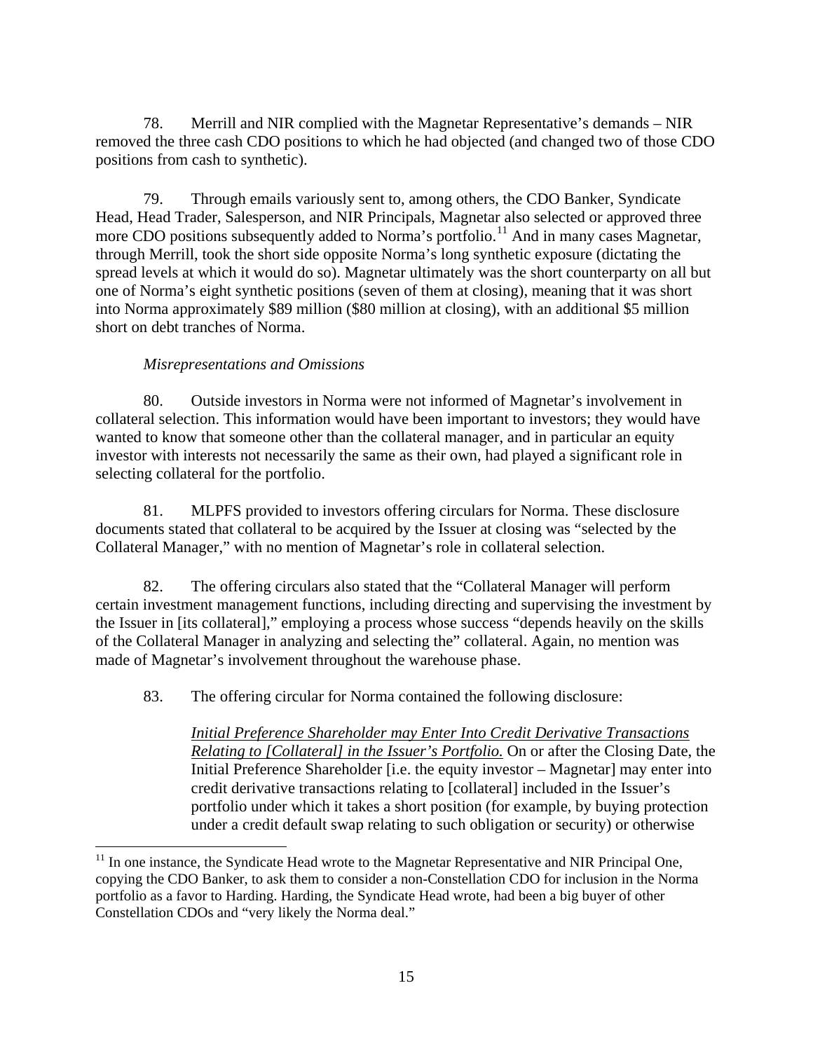78. Merrill and NIR complied with the Magnetar Representative's demands – NIR removed the three cash CDO positions to which he had objected (and changed two of those CDO positions from cash to synthetic).

79. Through emails variously sent to, among others, the CDO Banker, Syndicate Head, Head Trader, Salesperson, and NIR Principals, Magnetar also selected or approved three more CDO positions subsequently added to Norma's portfolio.[11] And in many cases Magnetar, through Merrill, took the short side opposite Norma's long synthetic exposure (dictating the spread levels at which it would do so). Magnetar ultimately was the short counterparty on all but one of Norma's eight synthetic positions (seven of them at closing), meaning that it was short into Norma approximately $89 million ($80 million at closing), with an additional $5 million short on debt tranches of Norma.

*Misrepresentations and Omissions*

80. Outside investors in Norma were not informed of Magnetar's involvement in collateral selection. This information would have been important to investors; they would have wanted to know that someone other than the collateral manager, and in particular an equity investor with interests not necessarily the same as their own, had played a significant role in selecting collateral for the portfolio.

81. MLPFS provided to investors offering circulars for Norma. These disclosure documents stated that collateral to be acquired by the Issuer at closing was "selected by the Collateral Manager," with no mention of Magnetar's role in collateral selection.

82. The offering circulars also stated that the "Collateral Manager will perform certain investment management functions, including directing and supervising the investment by the Issuer in [its collateral]," employing a process whose success "depends heavily on the skills of the Collateral Manager in analyzing and selecting the" collateral. Again, no mention was made of Magnetar's involvement throughout the warehouse phase.

83. The offering circular for Norma contained the following disclosure:

> *<u>Initial Preference Shareholder may Enter Into Credit Derivative Transactions Relating to [Collateral] in the Issuer's Portfolio.</u>* On or after the Closing Date, the Initial Preference Shareholder [i.e. the equity investor – Magnetar] may enter into credit derivative transactions relating to [collateral] included in the Issuer's portfolio under which it takes a short position (for example, by buying protection under a credit default swap relating to such obligation or security) or otherwise

[11] In one instance, the Syndicate Head wrote to the Magnetar Representative and NIR Principal One, copying the CDO Banker, to ask them to consider a non-Constellation CDO for inclusion in the Norma portfolio as a favor to Harding. Harding, the Syndicate Head wrote, had been a big buyer of other Constellation CDOs and "very likely the Norma deal."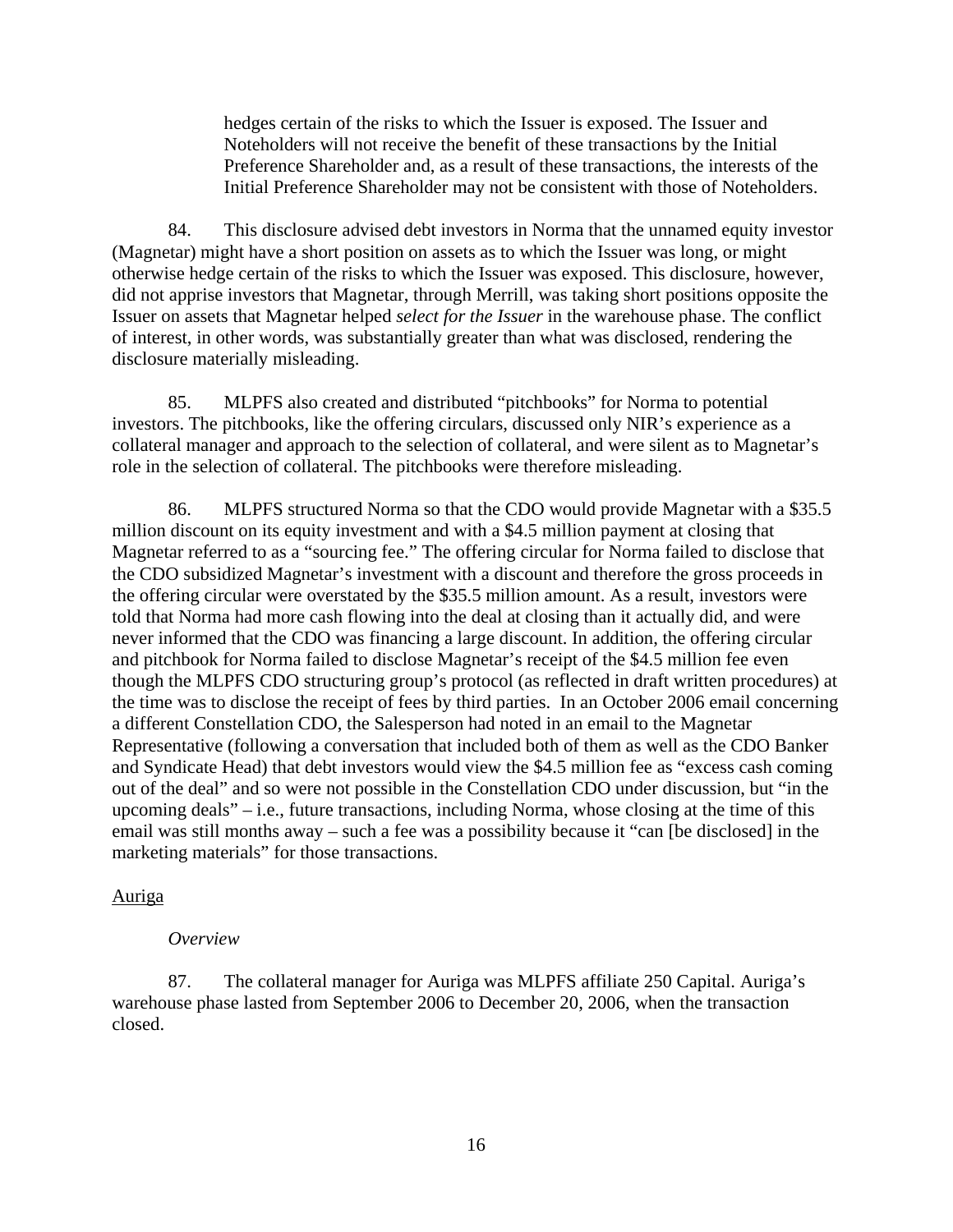> hedges certain of the risks to which the Issuer is exposed. The Issuer and Noteholders will not receive the benefit of these transactions by the Initial Preference Shareholder and, as a result of these transactions, the interests of the Initial Preference Shareholder may not be consistent with those of Noteholders.

84. This disclosure advised debt investors in Norma that the unnamed equity investor (Magnetar) might have a short position on assets as to which the Issuer was long, or might otherwise hedge certain of the risks to which the Issuer was exposed. This disclosure, however, did not apprise investors that Magnetar, through Merrill, was taking short positions opposite the Issuer on assets that Magnetar helped *select for the Issuer* in the warehouse phase. The conflict of interest, in other words, was substantially greater than what was disclosed, rendering the disclosure materially misleading.

85. MLPFS also created and distributed "pitchbooks" for Norma to potential investors. The pitchbooks, like the offering circulars, discussed only NIR's experience as a collateral manager and approach to the selection of collateral, and were silent as to Magnetar's role in the selection of collateral. The pitchbooks were therefore misleading.

86. MLPFS structured Norma so that the CDO would provide Magnetar with a $35.5 million discount on its equity investment and with a $4.5 million payment at closing that Magnetar referred to as a "sourcing fee." The offering circular for Norma failed to disclose that the CDO subsidized Magnetar's investment with a discount and therefore the gross proceeds in the offering circular were overstated by the $35.5 million amount. As a result, investors were told that Norma had more cash flowing into the deal at closing than it actually did, and were never informed that the CDO was financing a large discount. In addition, the offering circular and pitchbook for Norma failed to disclose Magnetar's receipt of the $4.5 million fee even though the MLPFS CDO structuring group's protocol (as reflected in draft written procedures) at the time was to disclose the receipt of fees by third parties. In an October 2006 email concerning a different Constellation CDO, the Salesperson had noted in an email to the Magnetar Representative (following a conversation that included both of them as well as the CDO Banker and Syndicate Head) that debt investors would view the $4.5 million fee as "excess cash coming out of the deal" and so were not possible in the Constellation CDO under discussion, but "in the upcoming deals" – i.e., future transactions, including Norma, whose closing at the time of this email was still months away – such a fee was a possibility because it "can [be disclosed] in the marketing materials" for those transactions.

<u>Auriga</u>

*Overview*

87. The collateral manager for Auriga was MLPFS affiliate 250 Capital. Auriga's warehouse phase lasted from September 2006 to December 20, 2006, when the transaction closed.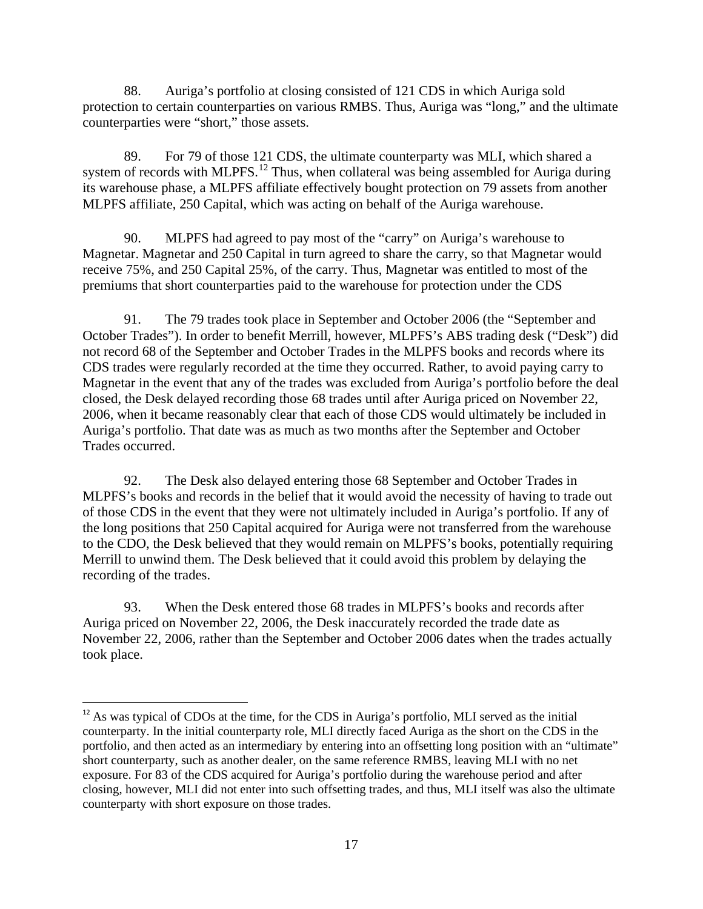88. Auriga's portfolio at closing consisted of 121 CDS in which Auriga sold protection to certain counterparties on various RMBS. Thus, Auriga was "long," and the ultimate counterparties were "short," those assets.

89. For 79 of those 121 CDS, the ultimate counterparty was MLI, which shared a system of records with MLPFS.[12] Thus, when collateral was being assembled for Auriga during its warehouse phase, a MLPFS affiliate effectively bought protection on 79 assets from another MLPFS affiliate, 250 Capital, which was acting on behalf of the Auriga warehouse.

90. MLPFS had agreed to pay most of the "carry" on Auriga's warehouse to Magnetar. Magnetar and 250 Capital in turn agreed to share the carry, so that Magnetar would receive 75%, and 250 Capital 25%, of the carry. Thus, Magnetar was entitled to most of the premiums that short counterparties paid to the warehouse for protection under the CDS

91. The 79 trades took place in September and October 2006 (the "September and October Trades"). In order to benefit Merrill, however, MLPFS's ABS trading desk ("Desk") did not record 68 of the September and October Trades in the MLPFS books and records where its CDS trades were regularly recorded at the time they occurred. Rather, to avoid paying carry to Magnetar in the event that any of the trades was excluded from Auriga's portfolio before the deal closed, the Desk delayed recording those 68 trades until after Auriga priced on November 22, 2006, when it became reasonably clear that each of those CDS would ultimately be included in Auriga's portfolio. That date was as much as two months after the September and October Trades occurred.

92. The Desk also delayed entering those 68 September and October Trades in MLPFS's books and records in the belief that it would avoid the necessity of having to trade out of those CDS in the event that they were not ultimately included in Auriga's portfolio. If any of the long positions that 250 Capital acquired for Auriga were not transferred from the warehouse to the CDO, the Desk believed that they would remain on MLPFS's books, potentially requiring Merrill to unwind them. The Desk believed that it could avoid this problem by delaying the recording of the trades.

93. When the Desk entered those 68 trades in MLPFS's books and records after Auriga priced on November 22, 2006, the Desk inaccurately recorded the trade date as November 22, 2006, rather than the September and October 2006 dates when the trades actually took place.

---

[12] As was typical of CDOs at the time, for the CDS in Auriga's portfolio, MLI served as the initial counterparty. In the initial counterparty role, MLI directly faced Auriga as the short on the CDS in the portfolio, and then acted as an intermediary by entering into an offsetting long position with an "ultimate" short counterparty, such as another dealer, on the same reference RMBS, leaving MLI with no net exposure. For 83 of the CDS acquired for Auriga's portfolio during the warehouse period and after closing, however, MLI did not enter into such offsetting trades, and thus, MLI itself was also the ultimate counterparty with short exposure on those trades.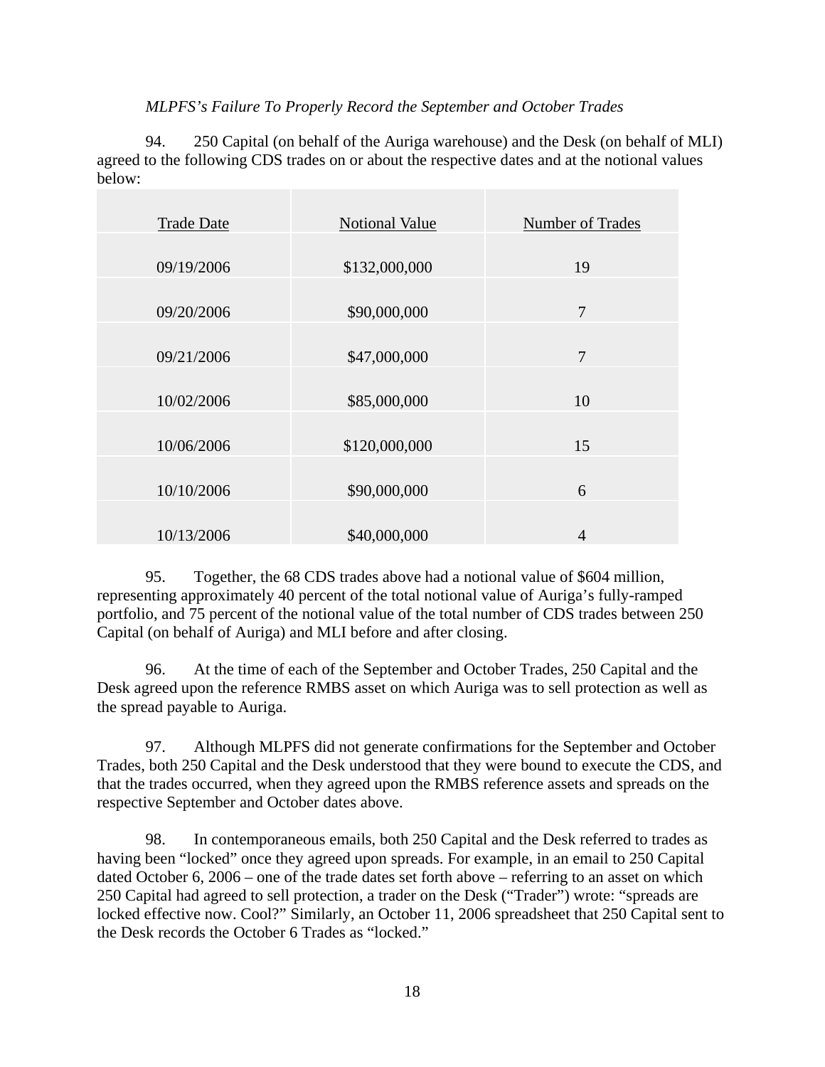*MLPFS's Failure To Properly Record the September and October Trades*

94. 250 Capital (on behalf of the Auriga warehouse) and the Desk (on behalf of MLI) agreed to the following CDS trades on or about the respective dates and at the notional values below:

| Trade Date | Notional Value | Number of Trades |
|---|---|---|
| 09/19/2006 | $132,000,000 | 19 |
| 09/20/2006 | $90,000,000 | 7 |
| 09/21/2006 | $47,000,000 | 7 |
| 10/02/2006 | $85,000,000 | 10 |
| 10/06/2006 | $120,000,000 | 15 |
| 10/10/2006 | $90,000,000 | 6 |
| 10/13/2006 | $40,000,000 | 4 |

95. Together, the 68 CDS trades above had a notional value of $604 million, representing approximately 40 percent of the total notional value of Auriga's fully-ramped portfolio, and 75 percent of the notional value of the total number of CDS trades between 250 Capital (on behalf of Auriga) and MLI before and after closing.

96. At the time of each of the September and October Trades, 250 Capital and the Desk agreed upon the reference RMBS asset on which Auriga was to sell protection as well as the spread payable to Auriga.

97. Although MLPFS did not generate confirmations for the September and October Trades, both 250 Capital and the Desk understood that they were bound to execute the CDS, and that the trades occurred, when they agreed upon the RMBS reference assets and spreads on the respective September and October dates above.

98. In contemporaneous emails, both 250 Capital and the Desk referred to trades as having been "locked" once they agreed upon spreads. For example, in an email to 250 Capital dated October 6, 2006 – one of the trade dates set forth above – referring to an asset on which 250 Capital had agreed to sell protection, a trader on the Desk ("Trader") wrote: "spreads are locked effective now. Cool?" Similarly, an October 11, 2006 spreadsheet that 250 Capital sent to the Desk records the October 6 Trades as "locked."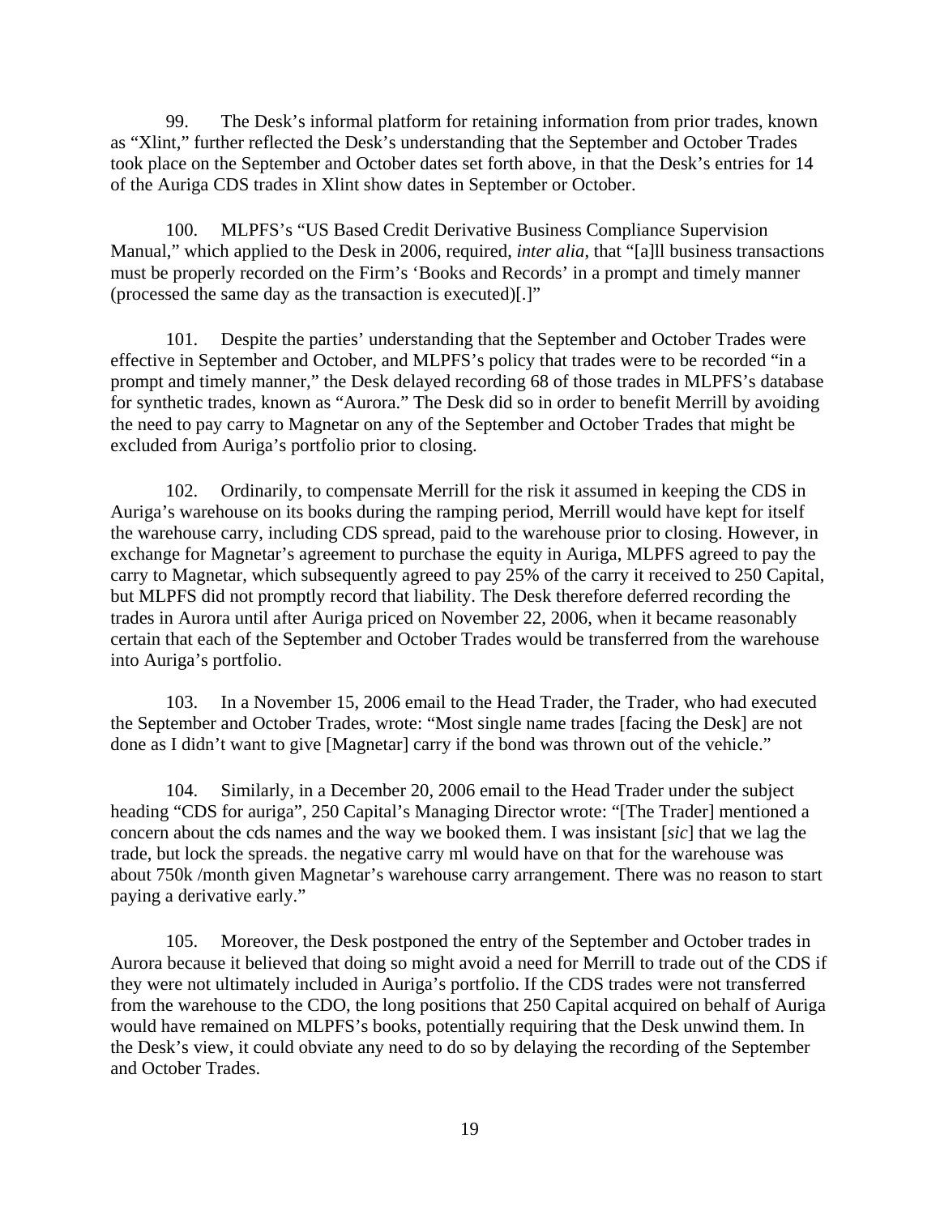99. The Desk's informal platform for retaining information from prior trades, known as "Xlint," further reflected the Desk's understanding that the September and October Trades took place on the September and October dates set forth above, in that the Desk's entries for 14 of the Auriga CDS trades in Xlint show dates in September or October.

100. MLPFS's "US Based Credit Derivative Business Compliance Supervision Manual," which applied to the Desk in 2006, required, *inter alia*, that "[a]ll business transactions must be properly recorded on the Firm's 'Books and Records' in a prompt and timely manner (processed the same day as the transaction is executed)[.]"

101. Despite the parties' understanding that the September and October Trades were effective in September and October, and MLPFS's policy that trades were to be recorded "in a prompt and timely manner," the Desk delayed recording 68 of those trades in MLPFS's database for synthetic trades, known as "Aurora." The Desk did so in order to benefit Merrill by avoiding the need to pay carry to Magnetar on any of the September and October Trades that might be excluded from Auriga's portfolio prior to closing.

102. Ordinarily, to compensate Merrill for the risk it assumed in keeping the CDS in Auriga's warehouse on its books during the ramping period, Merrill would have kept for itself the warehouse carry, including CDS spread, paid to the warehouse prior to closing. However, in exchange for Magnetar's agreement to purchase the equity in Auriga, MLPFS agreed to pay the carry to Magnetar, which subsequently agreed to pay 25% of the carry it received to 250 Capital, but MLPFS did not promptly record that liability. The Desk therefore deferred recording the trades in Aurora until after Auriga priced on November 22, 2006, when it became reasonably certain that each of the September and October Trades would be transferred from the warehouse into Auriga's portfolio.

103. In a November 15, 2006 email to the Head Trader, the Trader, who had executed the September and October Trades, wrote: "Most single name trades [facing the Desk] are not done as I didn't want to give [Magnetar] carry if the bond was thrown out of the vehicle."

104. Similarly, in a December 20, 2006 email to the Head Trader under the subject heading "CDS for auriga", 250 Capital's Managing Director wrote: "[The Trader] mentioned a concern about the cds names and the way we booked them. I was insistant [*sic*] that we lag the trade, but lock the spreads. the negative carry ml would have on that for the warehouse was about 750k /month given Magnetar's warehouse carry arrangement. There was no reason to start paying a derivative early."

105. Moreover, the Desk postponed the entry of the September and October trades in Aurora because it believed that doing so might avoid a need for Merrill to trade out of the CDS if they were not ultimately included in Auriga's portfolio. If the CDS trades were not transferred from the warehouse to the CDO, the long positions that 250 Capital acquired on behalf of Auriga would have remained on MLPFS's books, potentially requiring that the Desk unwind them. In the Desk's view, it could obviate any need to do so by delaying the recording of the September and October Trades.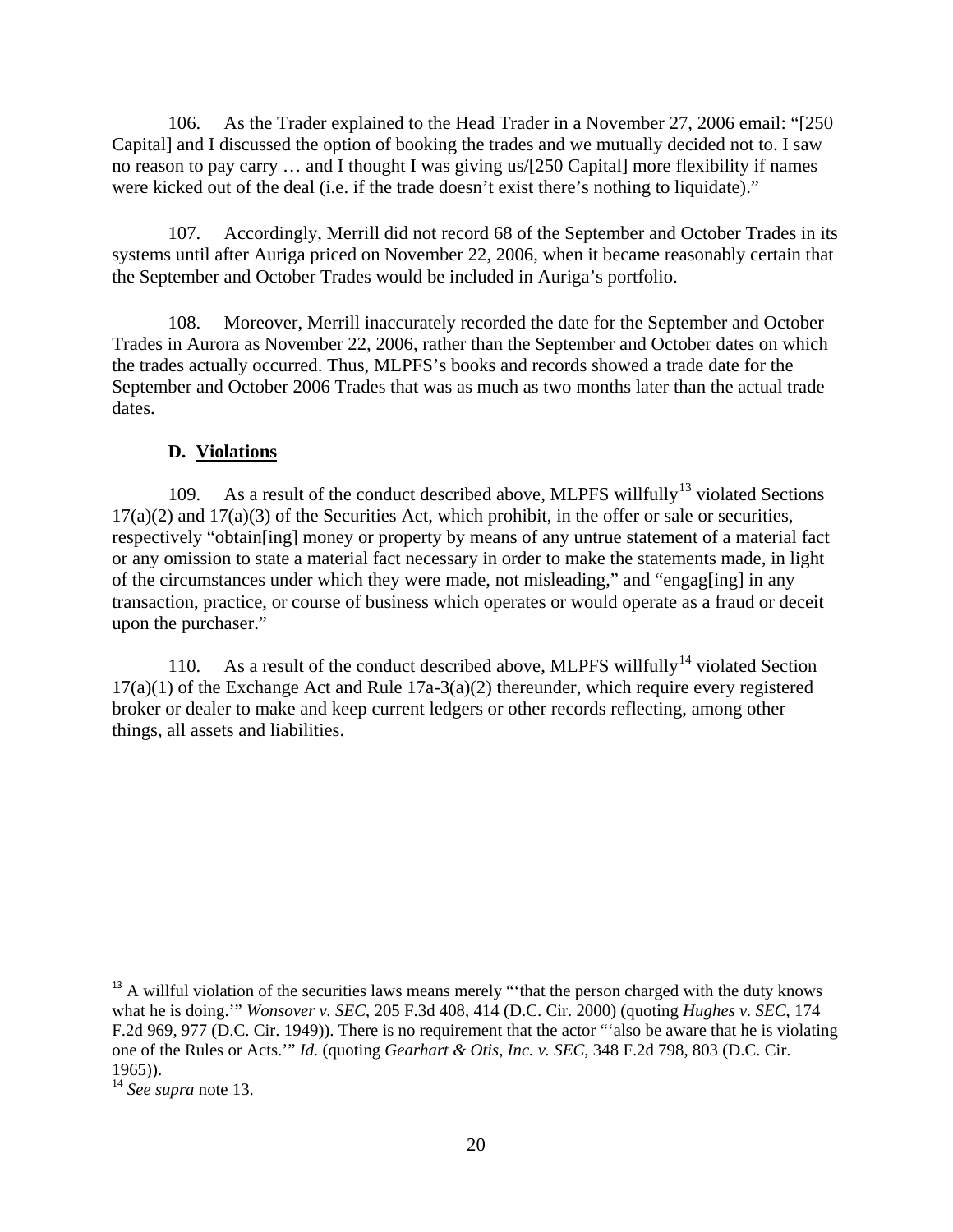106. As the Trader explained to the Head Trader in a November 27, 2006 email: "[250 Capital] and I discussed the option of booking the trades and we mutually decided not to. I saw no reason to pay carry … and I thought I was giving us/[250 Capital] more flexibility if names were kicked out of the deal (i.e. if the trade doesn't exist there's nothing to liquidate)."

107. Accordingly, Merrill did not record 68 of the September and October Trades in its systems until after Auriga priced on November 22, 2006, when it became reasonably certain that the September and October Trades would be included in Auriga's portfolio.

108. Moreover, Merrill inaccurately recorded the date for the September and October Trades in Aurora as November 22, 2006, rather than the September and October dates on which the trades actually occurred. Thus, MLPFS's books and records showed a trade date for the September and October 2006 Trades that was as much as two months later than the actual trade dates.

### D. Violations

109. As a result of the conduct described above, MLPFS willfully[13] violated Sections 17(a)(2) and 17(a)(3) of the Securities Act, which prohibit, in the offer or sale or securities, respectively "obtain[ing] money or property by means of any untrue statement of a material fact or any omission to state a material fact necessary in order to make the statements made, in light of the circumstances under which they were made, not misleading," and "engag[ing] in any transaction, practice, or course of business which operates or would operate as a fraud or deceit upon the purchaser."

110. As a result of the conduct described above, MLPFS willfully[14] violated Section 17(a)(1) of the Exchange Act and Rule 17a-3(a)(2) thereunder, which require every registered broker or dealer to make and keep current ledgers or other records reflecting, among other things, all assets and liabilities.

---

[13] A willful violation of the securities laws means merely "'that the person charged with the duty knows what he is doing.'" *Wonsover v. SEC*, 205 F.3d 408, 414 (D.C. Cir. 2000) (quoting *Hughes v. SEC*, 174 F.2d 969, 977 (D.C. Cir. 1949)). There is no requirement that the actor "'also be aware that he is violating one of the Rules or Acts.'" *Id.* (quoting *Gearhart & Otis, Inc. v. SEC*, 348 F.2d 798, 803 (D.C. Cir. 1965)).

[14] *See supra* note 13.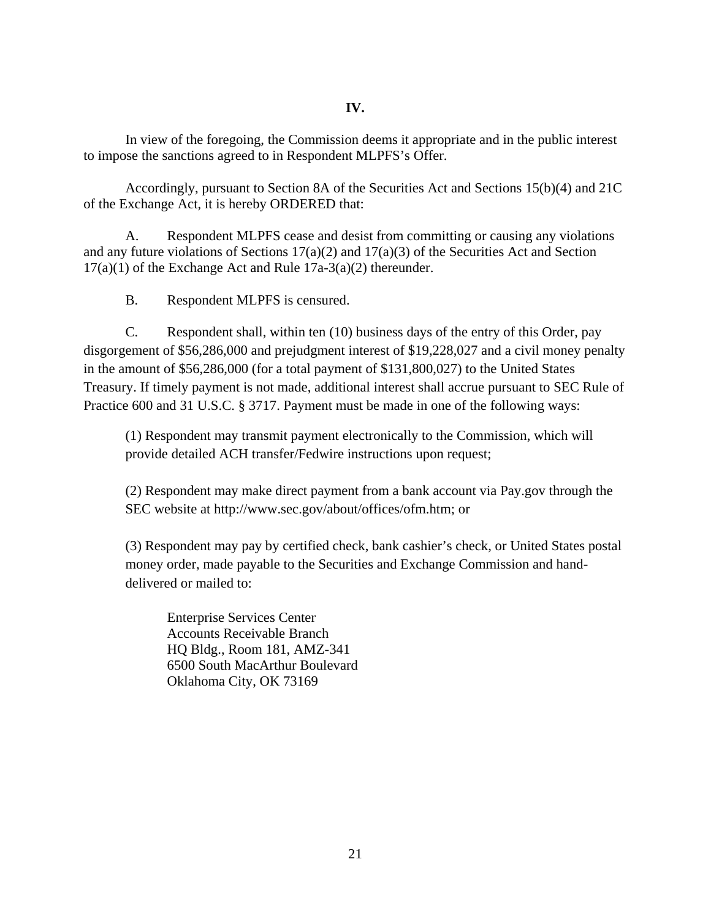**IV.**

In view of the foregoing, the Commission deems it appropriate and in the public interest to impose the sanctions agreed to in Respondent MLPFS's Offer.

Accordingly, pursuant to Section 8A of the Securities Act and Sections 15(b)(4) and 21C of the Exchange Act, it is hereby ORDERED that:

A. Respondent MLPFS cease and desist from committing or causing any violations and any future violations of Sections 17(a)(2) and 17(a)(3) of the Securities Act and Section 17(a)(1) of the Exchange Act and Rule 17a-3(a)(2) thereunder.

B. Respondent MLPFS is censured.

C. Respondent shall, within ten (10) business days of the entry of this Order, pay disgorgement of $56,286,000 and prejudgment interest of $19,228,027 and a civil money penalty in the amount of $56,286,000 (for a total payment of $131,800,027) to the United States Treasury. If timely payment is not made, additional interest shall accrue pursuant to SEC Rule of Practice 600 and 31 U.S.C. § 3717. Payment must be made in one of the following ways:

> (1) Respondent may transmit payment electronically to the Commission, which will provide detailed ACH transfer/Fedwire instructions upon request;
>
> (2) Respondent may make direct payment from a bank account via Pay.gov through the SEC website at http://www.sec.gov/about/offices/ofm.htm; or
>
> (3) Respondent may pay by certified check, bank cashier's check, or United States postal money order, made payable to the Securities and Exchange Commission and hand-delivered or mailed to:
>
> > Enterprise Services Center
> > Accounts Receivable Branch
> > HQ Bldg., Room 181, AMZ-341
> > 6500 South MacArthur Boulevard
> > Oklahoma City, OK 73169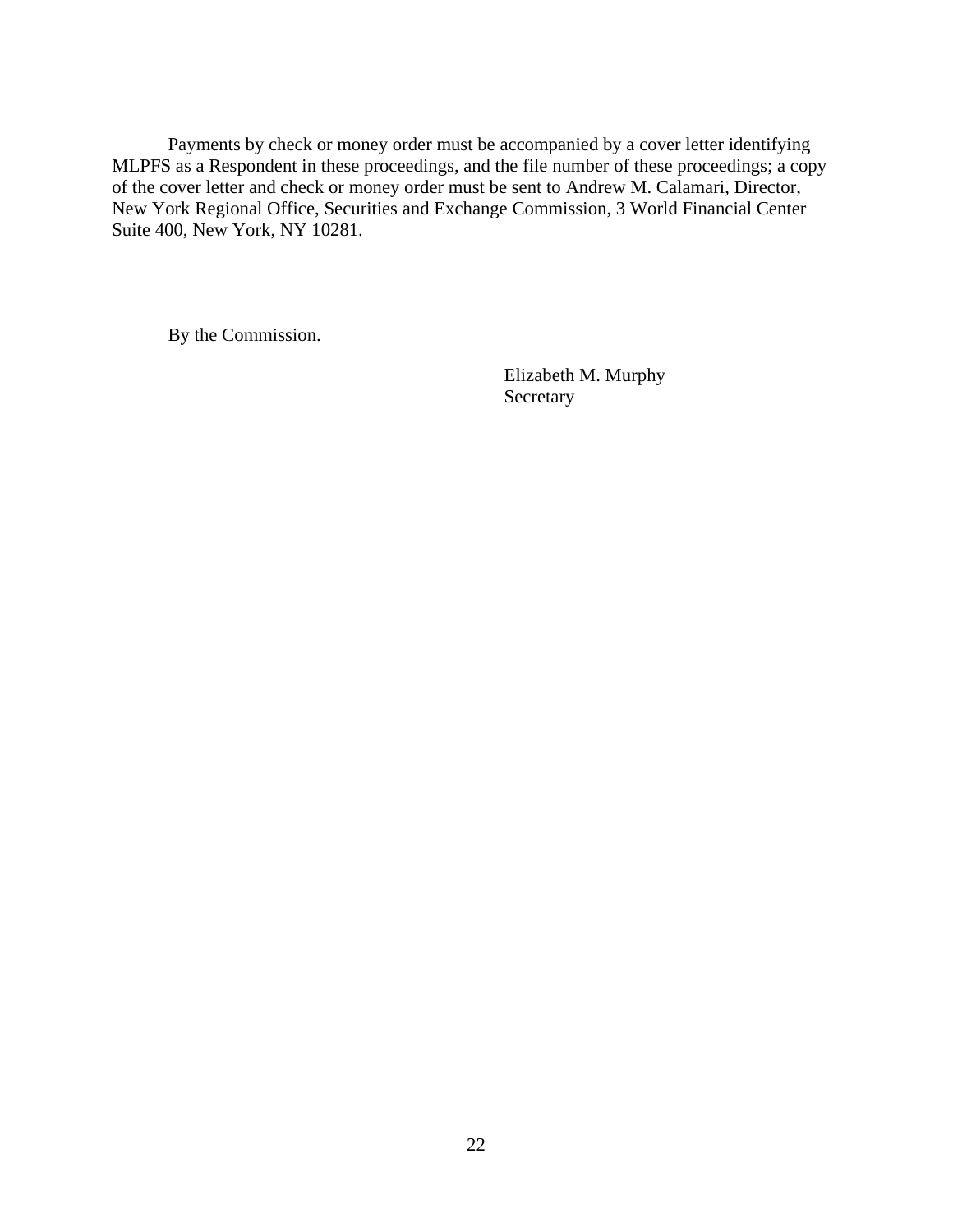Payments by check or money order must be accompanied by a cover letter identifying MLPFS as a Respondent in these proceedings, and the file number of these proceedings; a copy of the cover letter and check or money order must be sent to Andrew M. Calamari, Director, New York Regional Office, Securities and Exchange Commission, 3 World Financial Center Suite 400, New York, NY 10281.

By the Commission.

Elizabeth M. Murphy
Secretary